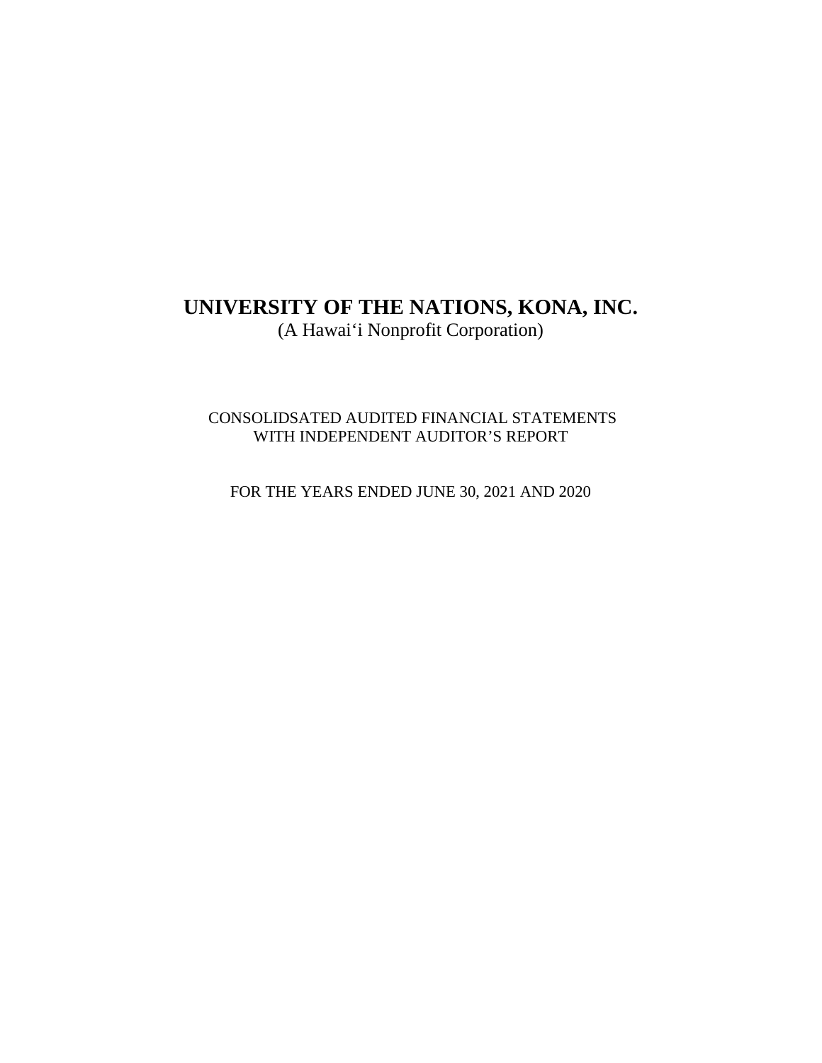# UNIVERSITY OF THE NATIONS, KONA, INC.

(A Hawai‘i Nonprofit Corporation)

CONSOLIDSATED AUDITED FINANCIAL STATEMENTS
WITH INDEPENDENT AUDITOR'S REPORT

FOR THE YEARS ENDED JUNE 30, 2021 AND 2020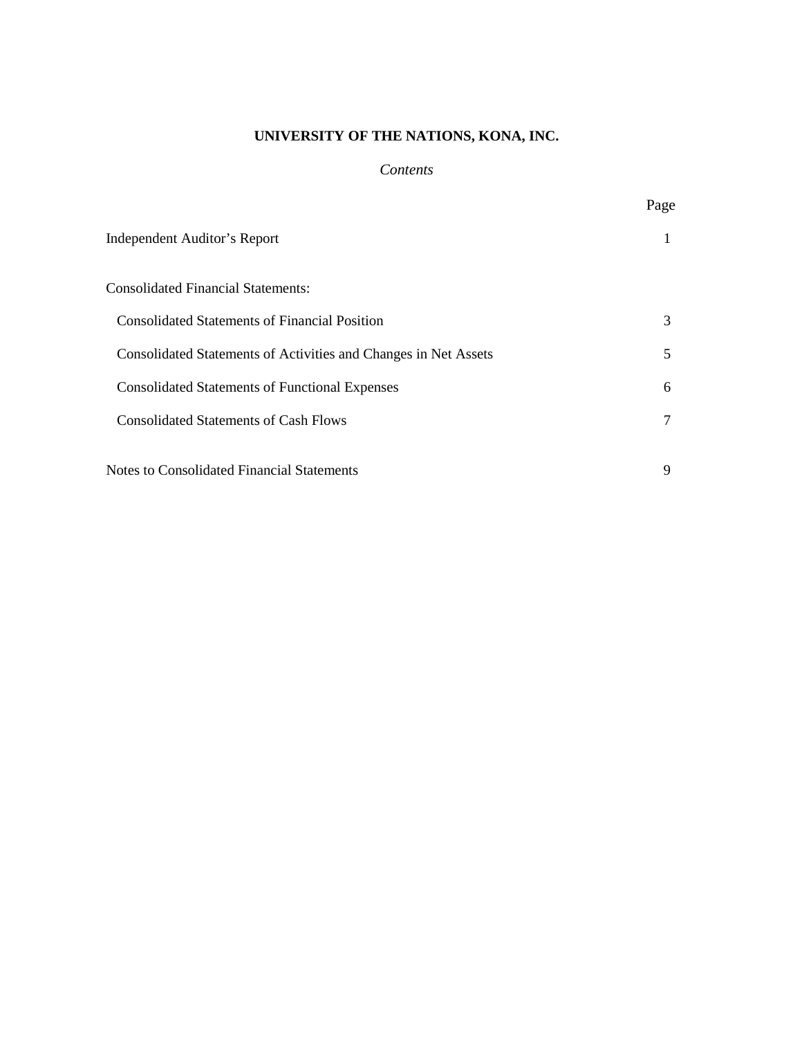# UNIVERSITY OF THE NATIONS, KONA, INC.

*Contents*

| | Page |
|---|---|
| Independent Auditor's Report | 1 |
| Consolidated Financial Statements: | |
| Consolidated Statements of Financial Position | 3 |
| Consolidated Statements of Activities and Changes in Net Assets | 5 |
| Consolidated Statements of Functional Expenses | 6 |
| Consolidated Statements of Cash Flows | 7 |
| Notes to Consolidated Financial Statements | 9 |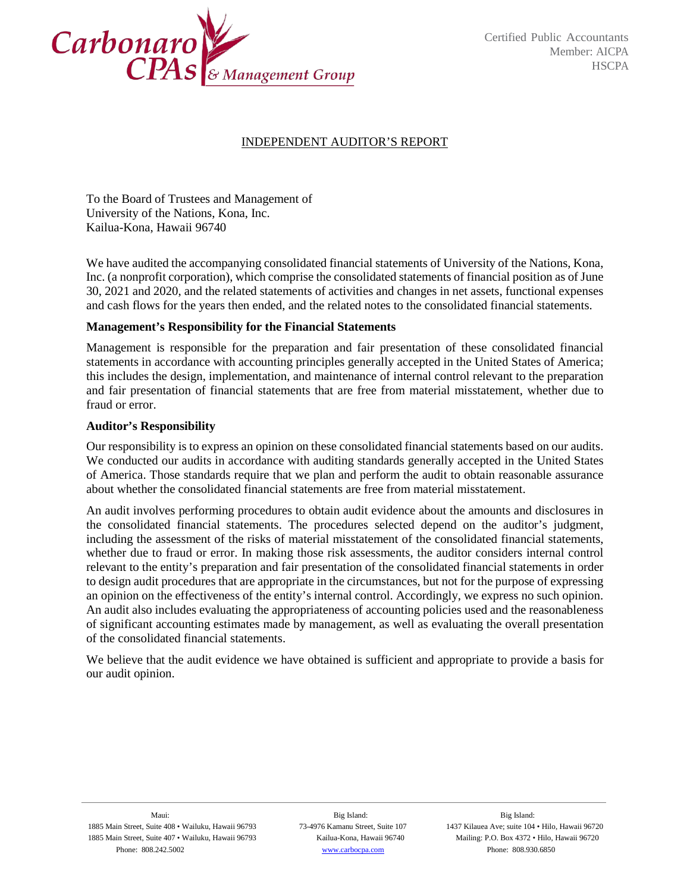Carbonaro CPAs & Management Group

Certified Public Accountants
Member: AICPA
HSCPA

# INDEPENDENT AUDITOR'S REPORT

To the Board of Trustees and Management of
University of the Nations, Kona, Inc.
Kailua-Kona, Hawaii 96740

We have audited the accompanying consolidated financial statements of University of the Nations, Kona, Inc. (a nonprofit corporation), which comprise the consolidated statements of financial position as of June 30, 2021 and 2020, and the related statements of activities and changes in net assets, functional expenses and cash flows for the years then ended, and the related notes to the consolidated financial statements.

**Management's Responsibility for the Financial Statements**

Management is responsible for the preparation and fair presentation of these consolidated financial statements in accordance with accounting principles generally accepted in the United States of America; this includes the design, implementation, and maintenance of internal control relevant to the preparation and fair presentation of financial statements that are free from material misstatement, whether due to fraud or error.

**Auditor's Responsibility**

Our responsibility is to express an opinion on these consolidated financial statements based on our audits. We conducted our audits in accordance with auditing standards generally accepted in the United States of America. Those standards require that we plan and perform the audit to obtain reasonable assurance about whether the consolidated financial statements are free from material misstatement.

An audit involves performing procedures to obtain audit evidence about the amounts and disclosures in the consolidated financial statements. The procedures selected depend on the auditor's judgment, including the assessment of the risks of material misstatement of the consolidated financial statements, whether due to fraud or error. In making those risk assessments, the auditor considers internal control relevant to the entity's preparation and fair presentation of the consolidated financial statements in order to design audit procedures that are appropriate in the circumstances, but not for the purpose of expressing an opinion on the effectiveness of the entity's internal control. Accordingly, we express no such opinion. An audit also includes evaluating the appropriateness of accounting policies used and the reasonableness of significant accounting estimates made by management, as well as evaluating the overall presentation of the consolidated financial statements.

We believe that the audit evidence we have obtained is sufficient and appropriate to provide a basis for our audit opinion.

Maui:
1885 Main Street, Suite 408 • Wailuku, Hawaii 96793
1885 Main Street, Suite 407 • Wailuku, Hawaii 96793
Phone: 808.242.5002

Big Island:
73-4976 Kamanu Street, Suite 107
Kailua-Kona, Hawaii 96740
www.carbocpa.com

Big Island:
1437 Kilauea Ave; suite 104 • Hilo, Hawaii 96720
Mailing: P.O. Box 4372 • Hilo, Hawaii 96720
Phone: 808.930.6850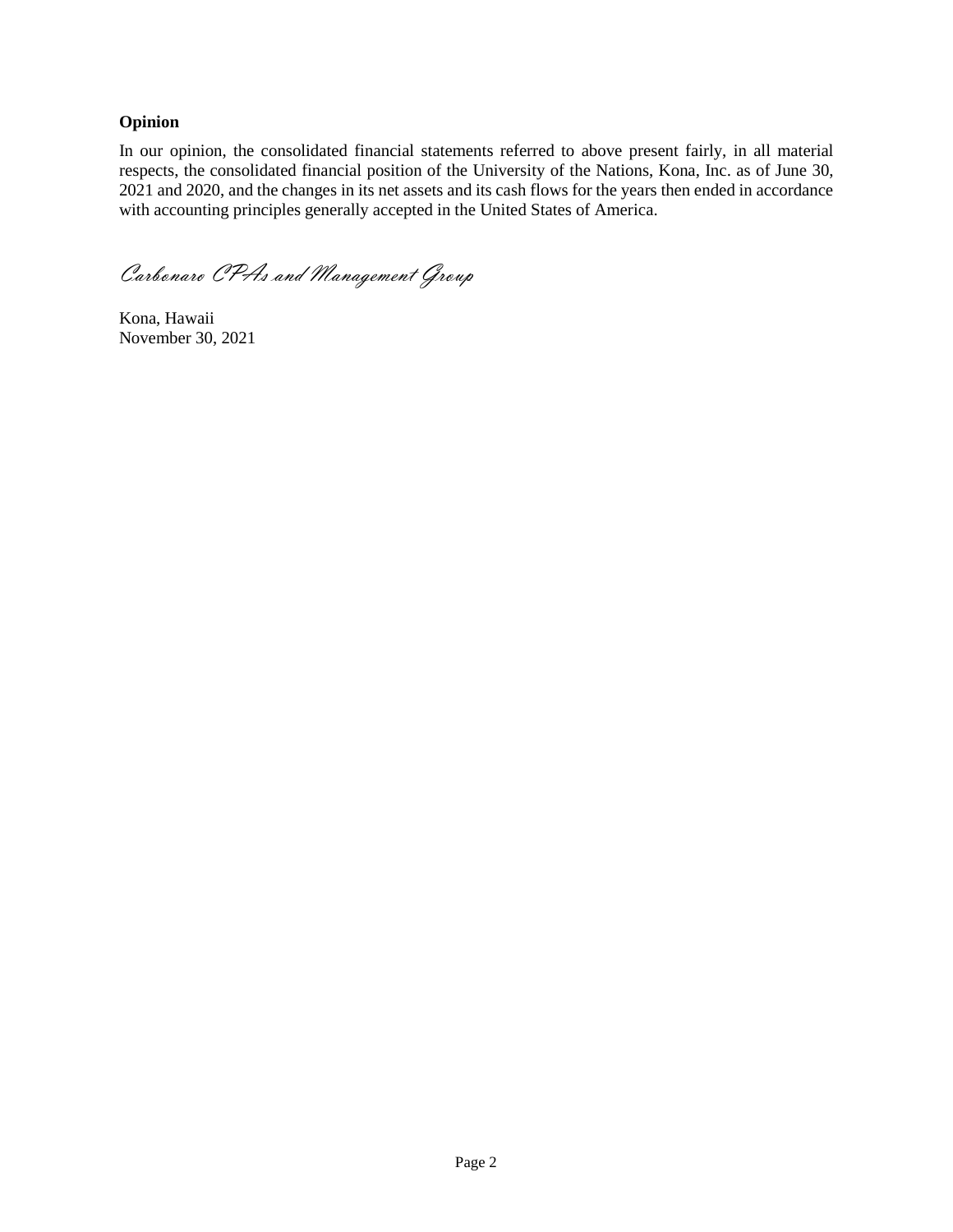**Opinion**

In our opinion, the consolidated financial statements referred to above present fairly, in all material respects, the consolidated financial position of the University of the Nations, Kona, Inc. as of June 30, 2021 and 2020, and the changes in its net assets and its cash flows for the years then ended in accordance with accounting principles generally accepted in the United States of America.

*Carbonaro CPAs and Management Group*

Kona, Hawaii
November 30, 2021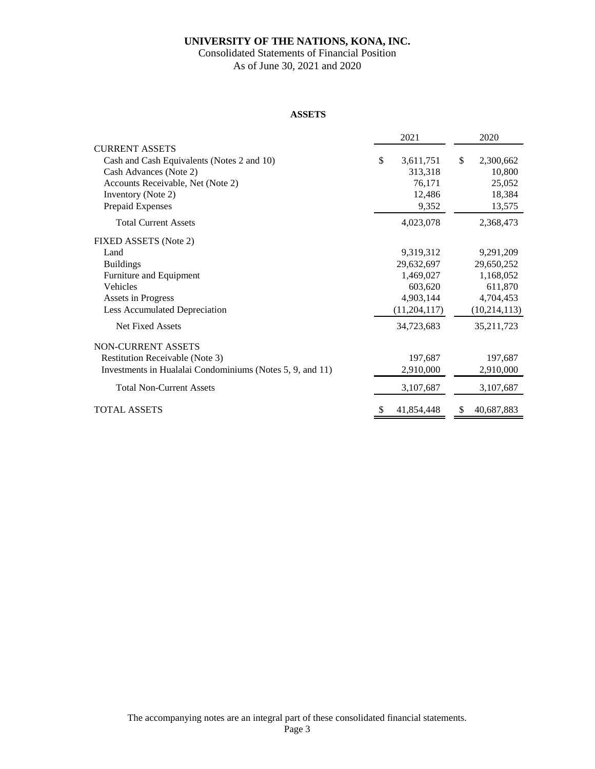# UNIVERSITY OF THE NATIONS, KONA, INC.

Consolidated Statements of Financial Position

As of June 30, 2021 and 2020

**ASSETS**

| | 2021 | 2020 |
|---|---|---|
| CURRENT ASSETS | | |
| Cash and Cash Equivalents (Notes 2 and 10) | $ 3,611,751 | $ 2,300,662 |
| Cash Advances (Note 2) | 313,318 | 10,800 |
| Accounts Receivable, Net (Note 2) | 76,171 | 25,052 |
| Inventory (Note 2) | 12,486 | 18,384 |
| Prepaid Expenses | 9,352 | 13,575 |
| Total Current Assets | 4,023,078 | 2,368,473 |
| FIXED ASSETS (Note 2) | | |
| Land | 9,319,312 | 9,291,209 |
| Buildings | 29,632,697 | 29,650,252 |
| Furniture and Equipment | 1,469,027 | 1,168,052 |
| Vehicles | 603,620 | 611,870 |
| Assets in Progress | 4,903,144 | 4,704,453 |
| Less Accumulated Depreciation | (11,204,117) | (10,214,113) |
| Net Fixed Assets | 34,723,683 | 35,211,723 |
| NON-CURRENT ASSETS | | |
| Restitution Receivable (Note 3) | 197,687 | 197,687 |
| Investments in Hualalai Condominiums (Notes 5, 9, and 11) | 2,910,000 | 2,910,000 |
| Total Non-Current Assets | 3,107,687 | 3,107,687 |
| TOTAL ASSETS | $ 41,854,448 | $ 40,687,883 |

The accompanying notes are an integral part of these consolidated financial statements.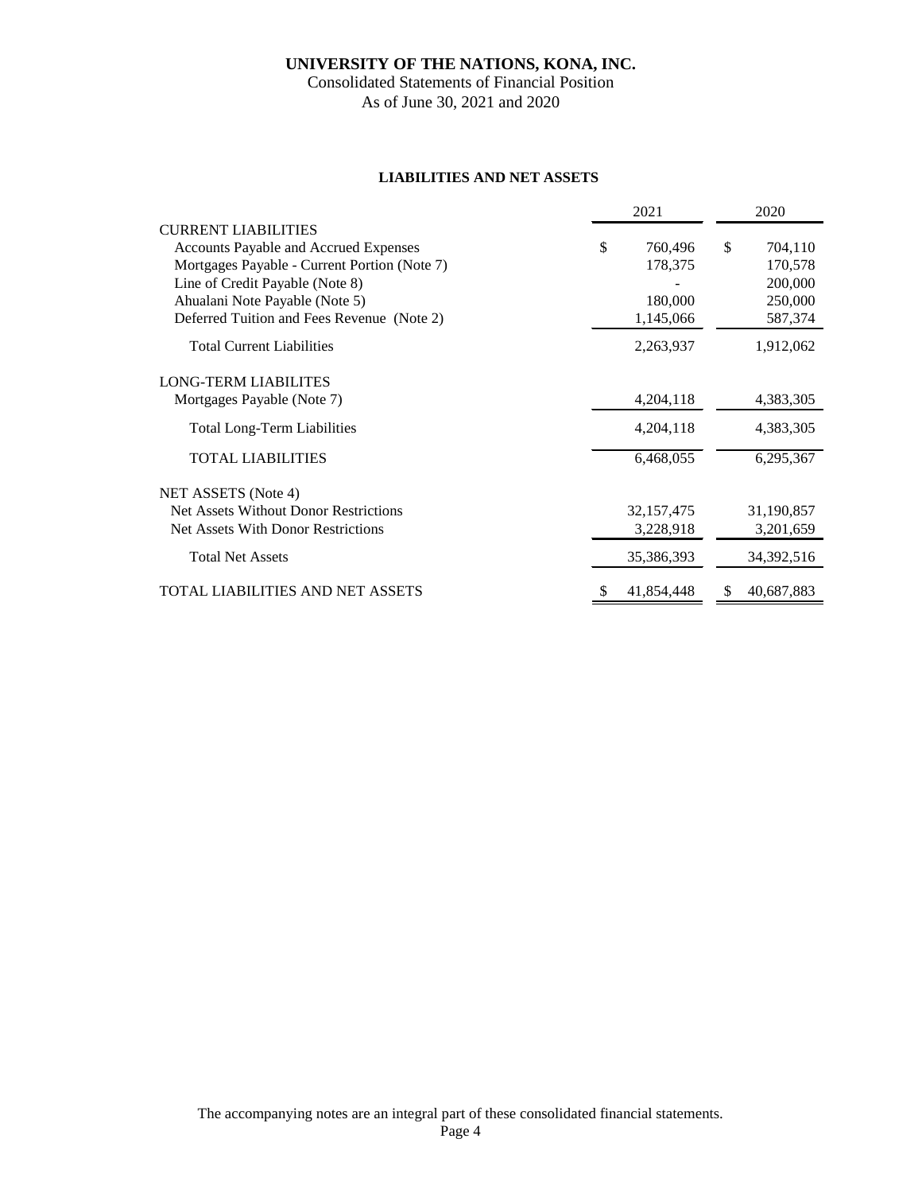# UNIVERSITY OF THE NATIONS, KONA, INC.

Consolidated Statements of Financial Position

As of June 30, 2021 and 2020

## LIABILITIES AND NET ASSETS

| | 2021 | 2020 |
|---|---|---|
| CURRENT LIABILITIES | | |
| Accounts Payable and Accrued Expenses | $ 760,496 | $ 704,110 |
| Mortgages Payable - Current Portion (Note 7) | 178,375 | 170,578 |
| Line of Credit Payable (Note 8) | - | 200,000 |
| Ahualani Note Payable (Note 5) | 180,000 | 250,000 |
| Deferred Tuition and Fees Revenue (Note 2) | 1,145,066 | 587,374 |
| Total Current Liabilities | 2,263,937 | 1,912,062 |
| LONG-TERM LIABILITES | | |
| Mortgages Payable (Note 7) | 4,204,118 | 4,383,305 |
| Total Long-Term Liabilities | 4,204,118 | 4,383,305 |
| TOTAL LIABILITIES | 6,468,055 | 6,295,367 |
| NET ASSETS (Note 4) | | |
| Net Assets Without Donor Restrictions | 32,157,475 | 31,190,857 |
| Net Assets With Donor Restrictions | 3,228,918 | 3,201,659 |
| Total Net Assets | 35,386,393 | 34,392,516 |
| TOTAL LIABILITIES AND NET ASSETS | $ 41,854,448 | $ 40,687,883 |

The accompanying notes are an integral part of these consolidated financial statements.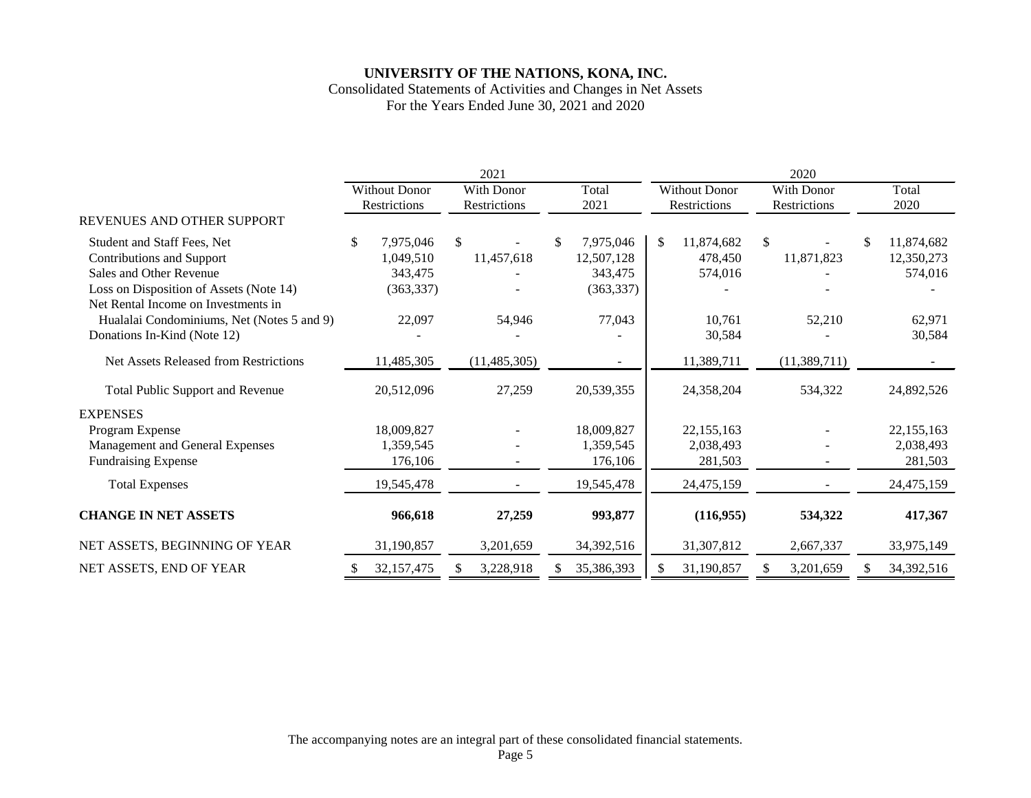**UNIVERSITY OF THE NATIONS, KONA, INC.**
Consolidated Statements of Activities and Changes in Net Assets
For the Years Ended June 30, 2021 and 2020

| | 2021 | | | 2020 | | |
|---|---|---|---|---|---|---|
| | Without Donor Restrictions | With Donor Restrictions | Total 2021 | Without Donor Restrictions | With Donor Restrictions | Total 2020 |
| REVENUES AND OTHER SUPPORT | | | | | | |
| Student and Staff Fees, Net | $ 7,975,046 | $ - | $ 7,975,046 | $ 11,874,682 | $ - | $ 11,874,682 |
| Contributions and Support | 1,049,510 | 11,457,618 | 12,507,128 | 478,450 | 11,871,823 | 12,350,273 |
| Sales and Other Revenue | 343,475 | - | 343,475 | 574,016 | - | 574,016 |
| Loss on Disposition of Assets (Note 14) | (363,337) | - | (363,337) | - | - | - |
| Net Rental Income on Investments in Hualalai Condominiums, Net (Notes 5 and 9) | 22,097 | 54,946 | 77,043 | 10,761 | 52,210 | 62,971 |
| Donations In-Kind (Note 12) | - | - | - | 30,584 | - | 30,584 |
| Net Assets Released from Restrictions | 11,485,305 | (11,485,305) | - | 11,389,711 | (11,389,711) | - |
| Total Public Support and Revenue | 20,512,096 | 27,259 | 20,539,355 | 24,358,204 | 534,322 | 24,892,526 |
| EXPENSES | | | | | | |
| Program Expense | 18,009,827 | - | 18,009,827 | 22,155,163 | - | 22,155,163 |
| Management and General Expenses | 1,359,545 | - | 1,359,545 | 2,038,493 | - | 2,038,493 |
| Fundraising Expense | 176,106 | - | 176,106 | 281,503 | - | 281,503 |
| Total Expenses | 19,545,478 | - | 19,545,478 | 24,475,159 | - | 24,475,159 |
| **CHANGE IN NET ASSETS** | **966,618** | **27,259** | **993,877** | **(116,955)** | **534,322** | **417,367** |
| NET ASSETS, BEGINNING OF YEAR | 31,190,857 | 3,201,659 | 34,392,516 | 31,307,812 | 2,667,337 | 33,975,149 |
| NET ASSETS, END OF YEAR | $ 32,157,475 | $ 3,228,918 | $ 35,386,393 | $ 31,190,857 | $ 3,201,659 | $ 34,392,516 |

The accompanying notes are an integral part of these consolidated financial statements.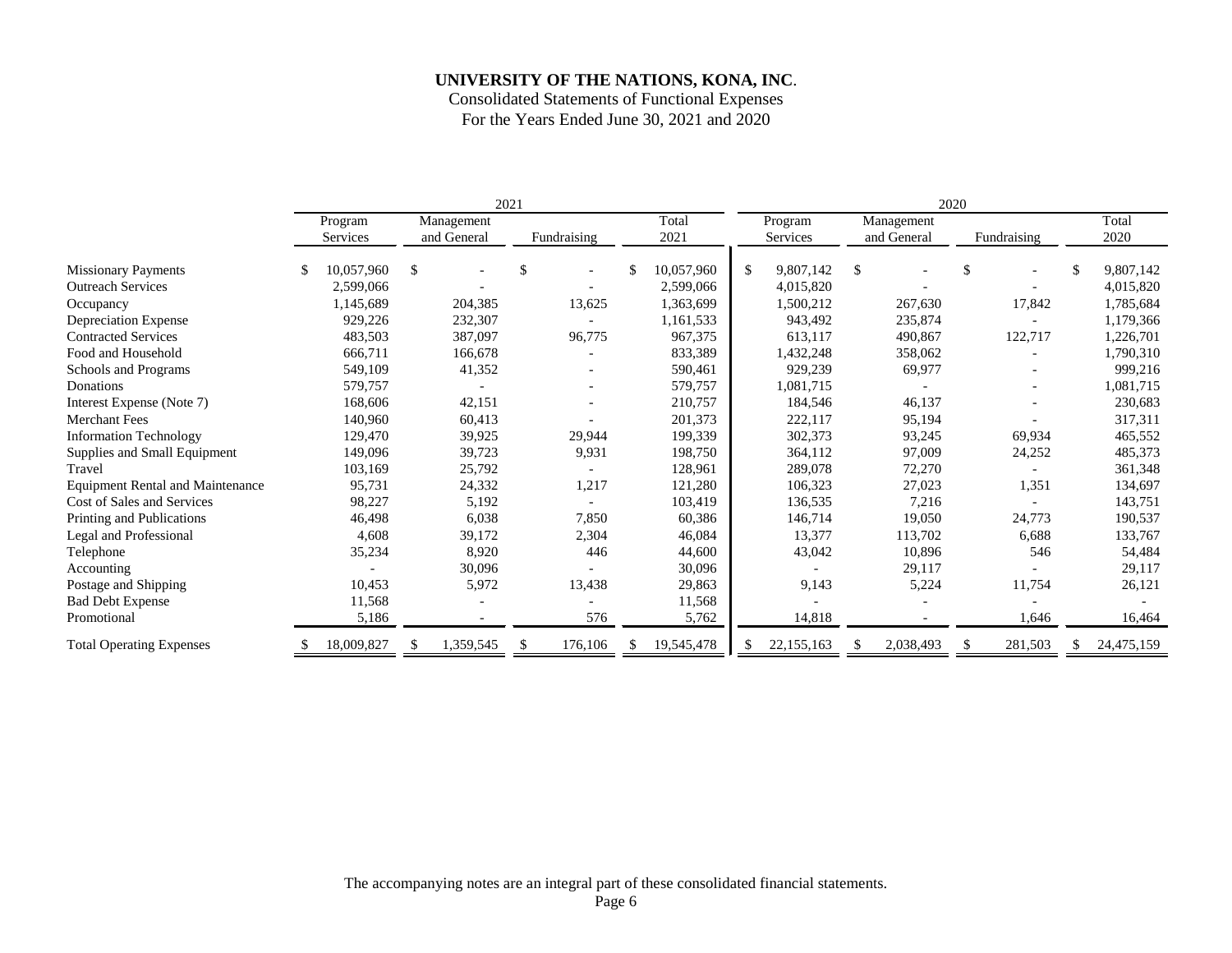# UNIVERSITY OF THE NATIONS, KONA, INC.

Consolidated Statements of Functional Expenses
For the Years Ended June 30, 2021 and 2020

| | 2021 | | | | 2020 | | | |
|---|---|---|---|---|---|---|---|---|
| | Program Services | Management and General | Fundraising | Total 2021 | Program Services | Management and General | Fundraising | Total 2020 |
| Missionary Payments | $ 10,057,960 | $ - | $ - | $ 10,057,960 | $ 9,807,142 | $ - | $ - | $ 9,807,142 |
| Outreach Services | 2,599,066 | - | - | 2,599,066 | 4,015,820 | - | - | 4,015,820 |
| Occupancy | 1,145,689 | 204,385 | 13,625 | 1,363,699 | 1,500,212 | 267,630 | 17,842 | 1,785,684 |
| Depreciation Expense | 929,226 | 232,307 | - | 1,161,533 | 943,492 | 235,874 | - | 1,179,366 |
| Contracted Services | 483,503 | 387,097 | 96,775 | 967,375 | 613,117 | 490,867 | 122,717 | 1,226,701 |
| Food and Household | 666,711 | 166,678 | - | 833,389 | 1,432,248 | 358,062 | - | 1,790,310 |
| Schools and Programs | 549,109 | 41,352 | - | 590,461 | 929,239 | 69,977 | - | 999,216 |
| Donations | 579,757 | - | - | 579,757 | 1,081,715 | - | - | 1,081,715 |
| Interest Expense (Note 7) | 168,606 | 42,151 | - | 210,757 | 184,546 | 46,137 | - | 230,683 |
| Merchant Fees | 140,960 | 60,413 | - | 201,373 | 222,117 | 95,194 | - | 317,311 |
| Information Technology | 129,470 | 39,925 | 29,944 | 199,339 | 302,373 | 93,245 | 69,934 | 465,552 |
| Supplies and Small Equipment | 149,096 | 39,723 | 9,931 | 198,750 | 364,112 | 97,009 | 24,252 | 485,373 |
| Travel | 103,169 | 25,792 | - | 128,961 | 289,078 | 72,270 | - | 361,348 |
| Equipment Rental and Maintenance | 95,731 | 24,332 | 1,217 | 121,280 | 106,323 | 27,023 | 1,351 | 134,697 |
| Cost of Sales and Services | 98,227 | 5,192 | - | 103,419 | 136,535 | 7,216 | - | 143,751 |
| Printing and Publications | 46,498 | 6,038 | 7,850 | 60,386 | 146,714 | 19,050 | 24,773 | 190,537 |
| Legal and Professional | 4,608 | 39,172 | 2,304 | 46,084 | 13,377 | 113,702 | 6,688 | 133,767 |
| Telephone | 35,234 | 8,920 | 446 | 44,600 | 43,042 | 10,896 | 546 | 54,484 |
| Accounting | - | 30,096 | - | 30,096 | - | 29,117 | - | 29,117 |
| Postage and Shipping | 10,453 | 5,972 | 13,438 | 29,863 | 9,143 | 5,224 | 11,754 | 26,121 |
| Bad Debt Expense | 11,568 | - | - | 11,568 | - | - | - | - |
| Promotional | 5,186 | - | 576 | 5,762 | 14,818 | - | 1,646 | 16,464 |
| Total Operating Expenses | $ 18,009,827 | $ 1,359,545 | $ 176,106 | $ 19,545,478 | $ 22,155,163 | $ 2,038,493 | $ 281,503 | $ 24,475,159 |

The accompanying notes are an integral part of these consolidated financial statements.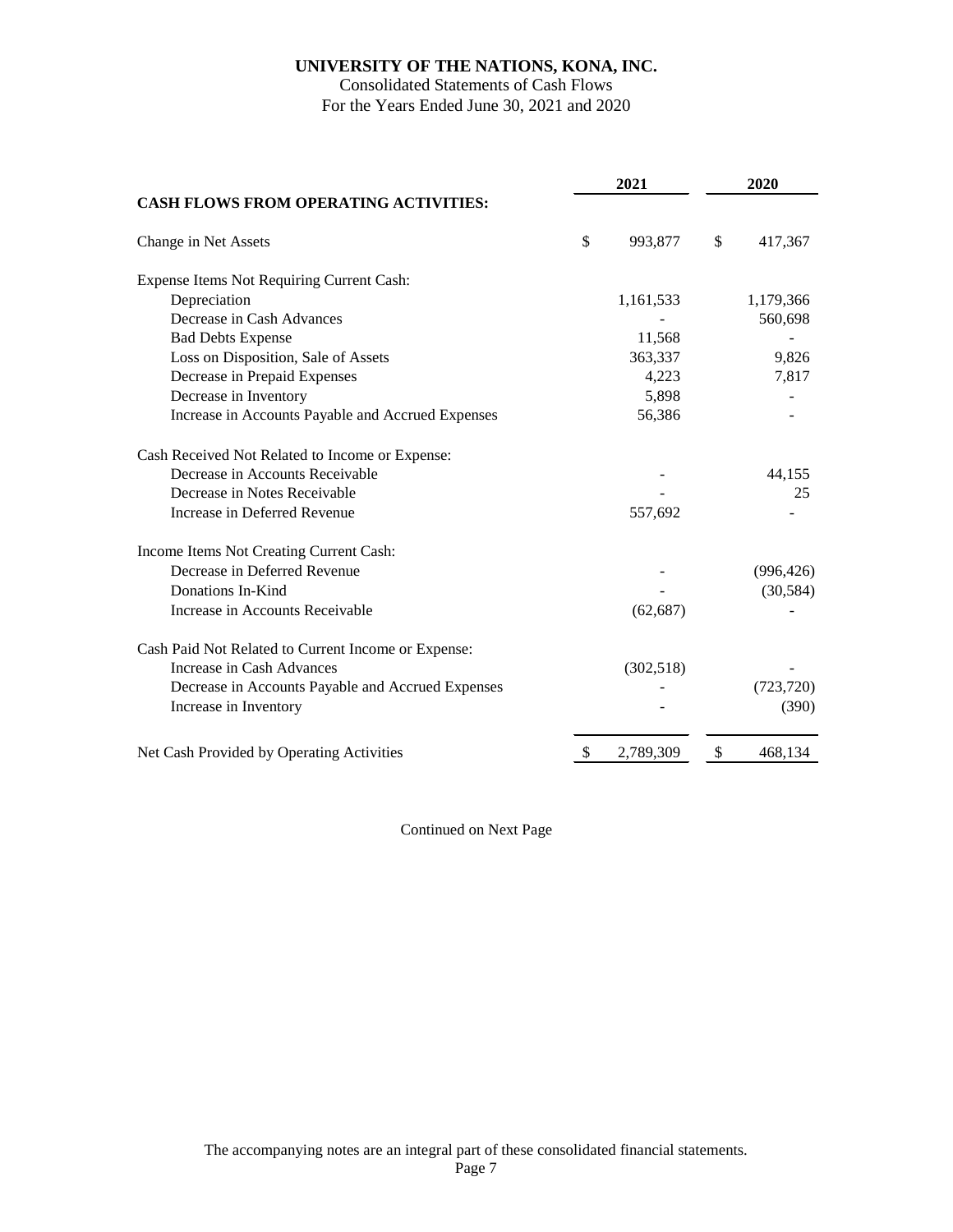# UNIVERSITY OF THE NATIONS, KONA, INC.

Consolidated Statements of Cash Flows

For the Years Ended June 30, 2021 and 2020

| | 2021 | 2020 |
|---|---|---|
| **CASH FLOWS FROM OPERATING ACTIVITIES:** | | |
| Change in Net Assets | $ 993,877 | $ 417,367 |
| Expense Items Not Requiring Current Cash: | | |
| Depreciation | 1,161,533 | 1,179,366 |
| Decrease in Cash Advances | - | 560,698 |
| Bad Debts Expense | 11,568 | - |
| Loss on Disposition, Sale of Assets | 363,337 | 9,826 |
| Decrease in Prepaid Expenses | 4,223 | 7,817 |
| Decrease in Inventory | 5,898 | - |
| Increase in Accounts Payable and Accrued Expenses | 56,386 | - |
| Cash Received Not Related to Income or Expense: | | |
| Decrease in Accounts Receivable | - | 44,155 |
| Decrease in Notes Receivable | - | 25 |
| Increase in Deferred Revenue | 557,692 | - |
| Income Items Not Creating Current Cash: | | |
| Decrease in Deferred Revenue | - | (996,426) |
| Donations In-Kind | - | (30,584) |
| Increase in Accounts Receivable | (62,687) | - |
| Cash Paid Not Related to Current Income or Expense: | | |
| Increase in Cash Advances | (302,518) | - |
| Decrease in Accounts Payable and Accrued Expenses | - | (723,720) |
| Increase in Inventory | - | (390) |
| Net Cash Provided by Operating Activities | $ 2,789,309 | $ 468,134 |

Continued on Next Page

The accompanying notes are an integral part of these consolidated financial statements.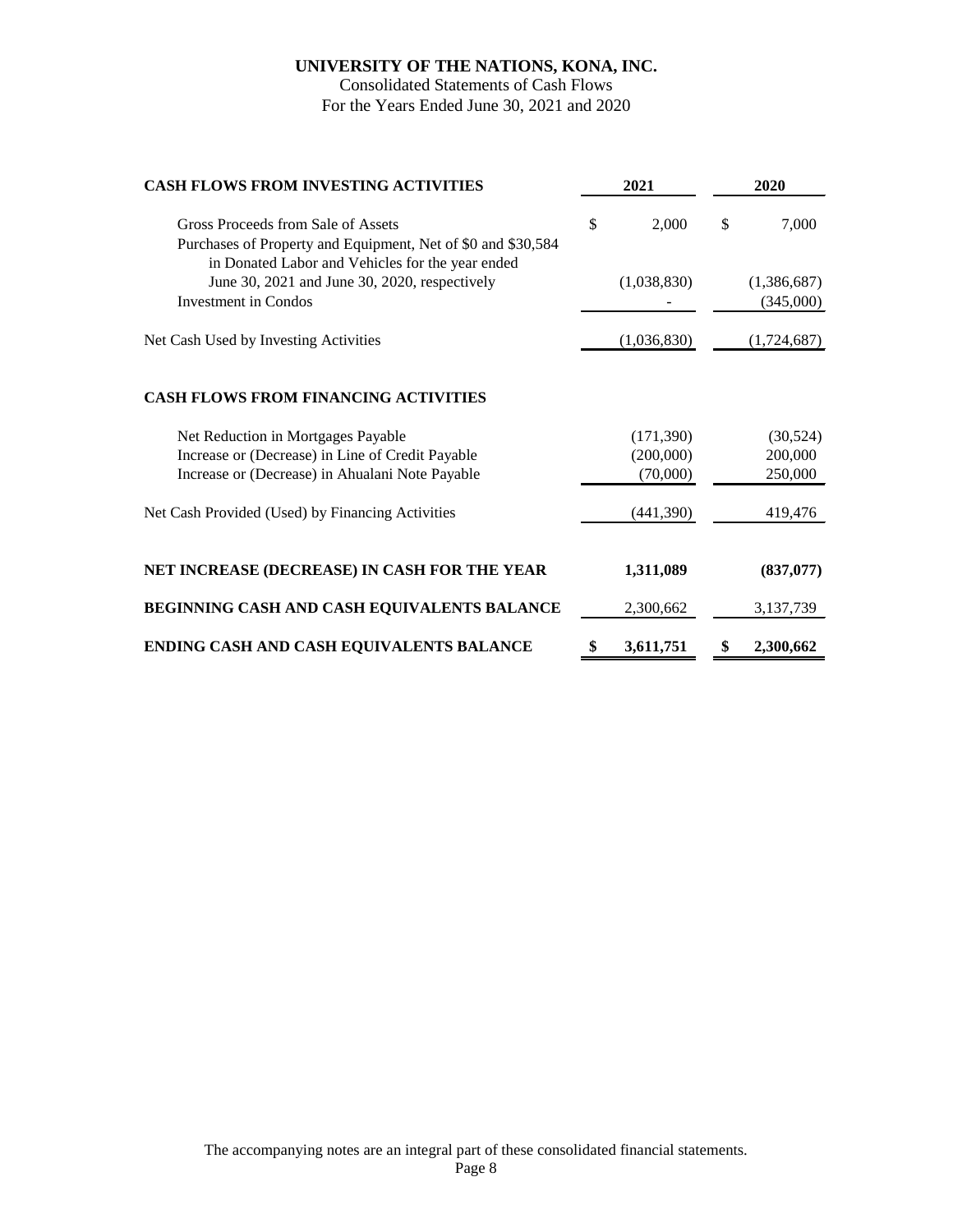# UNIVERSITY OF THE NATIONS, KONA, INC.

Consolidated Statements of Cash Flows

For the Years Ended June 30, 2021 and 2020

| CASH FLOWS FROM INVESTING ACTIVITIES | 2021 | 2020 |
|---|---|---|
| Gross Proceeds from Sale of Assets | $ 2,000 | $ 7,000 |
| Purchases of Property and Equipment, Net of $0 and $30,584 in Donated Labor and Vehicles for the year ended June 30, 2021 and June 30, 2020, respectively | (1,038,830) | (1,386,687) |
| Investment in Condos | - | (345,000) |
| Net Cash Used by Investing Activities | (1,036,830) | (1,724,687) |
| **CASH FLOWS FROM FINANCING ACTIVITIES** | | |
| Net Reduction in Mortgages Payable | (171,390) | (30,524) |
| Increase or (Decrease) in Line of Credit Payable | (200,000) | 200,000 |
| Increase or (Decrease) in Ahualani Note Payable | (70,000) | 250,000 |
| Net Cash Provided (Used) by Financing Activities | (441,390) | 419,476 |
| **NET INCREASE (DECREASE) IN CASH FOR THE YEAR** | **1,311,089** | **(837,077)** |
| **BEGINNING CASH AND CASH EQUIVALENTS BALANCE** | 2,300,662 | 3,137,739 |
| **ENDING CASH AND CASH EQUIVALENTS BALANCE** | **$ 3,611,751** | **$ 2,300,662** |

The accompanying notes are an integral part of these consolidated financial statements.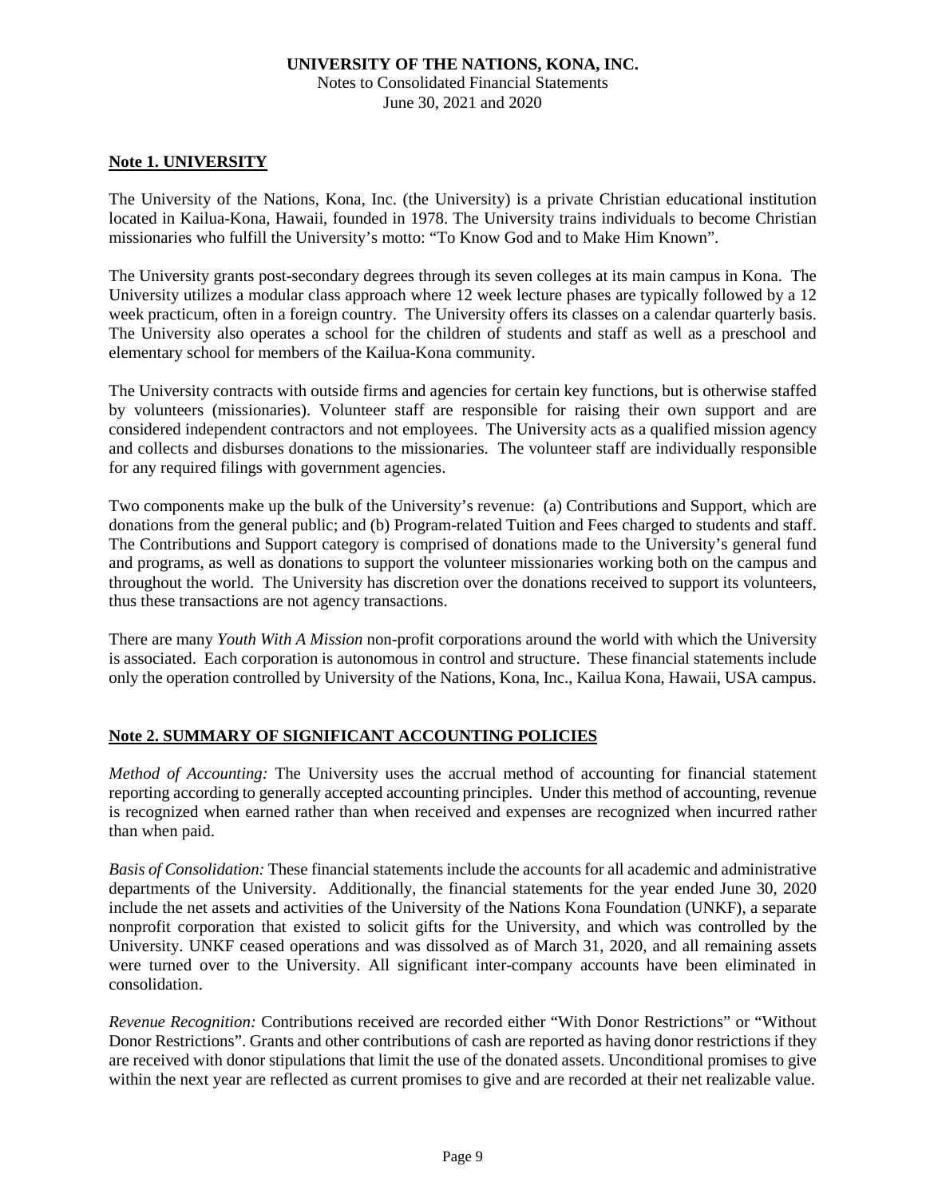## Note 1. UNIVERSITY

The University of the Nations, Kona, Inc. (the University) is a private Christian educational institution located in Kailua-Kona, Hawaii, founded in 1978. The University trains individuals to become Christian missionaries who fulfill the University's motto: "To Know God and to Make Him Known".

The University grants post-secondary degrees through its seven colleges at its main campus in Kona. The University utilizes a modular class approach where 12 week lecture phases are typically followed by a 12 week practicum, often in a foreign country. The University offers its classes on a calendar quarterly basis. The University also operates a school for the children of students and staff as well as a preschool and elementary school for members of the Kailua-Kona community.

The University contracts with outside firms and agencies for certain key functions, but is otherwise staffed by volunteers (missionaries). Volunteer staff are responsible for raising their own support and are considered independent contractors and not employees. The University acts as a qualified mission agency and collects and disburses donations to the missionaries. The volunteer staff are individually responsible for any required filings with government agencies.

Two components make up the bulk of the University's revenue: (a) Contributions and Support, which are donations from the general public; and (b) Program-related Tuition and Fees charged to students and staff. The Contributions and Support category is comprised of donations made to the University's general fund and programs, as well as donations to support the volunteer missionaries working both on the campus and throughout the world. The University has discretion over the donations received to support its volunteers, thus these transactions are not agency transactions.

There are many *Youth With A Mission* non-profit corporations around the world with which the University is associated. Each corporation is autonomous in control and structure. These financial statements include only the operation controlled by University of the Nations, Kona, Inc., Kailua Kona, Hawaii, USA campus.

## Note 2. SUMMARY OF SIGNIFICANT ACCOUNTING POLICIES

*Method of Accounting:* The University uses the accrual method of accounting for financial statement reporting according to generally accepted accounting principles. Under this method of accounting, revenue is recognized when earned rather than when received and expenses are recognized when incurred rather than when paid.

*Basis of Consolidation:* These financial statements include the accounts for all academic and administrative departments of the University. Additionally, the financial statements for the year ended June 30, 2020 include the net assets and activities of the University of the Nations Kona Foundation (UNKF), a separate nonprofit corporation that existed to solicit gifts for the University, and which was controlled by the University. UNKF ceased operations and was dissolved as of March 31, 2020, and all remaining assets were turned over to the University. All significant inter-company accounts have been eliminated in consolidation.

*Revenue Recognition:* Contributions received are recorded either "With Donor Restrictions" or "Without Donor Restrictions". Grants and other contributions of cash are reported as having donor restrictions if they are received with donor stipulations that limit the use of the donated assets. Unconditional promises to give within the next year are reflected as current promises to give and are recorded at their net realizable value.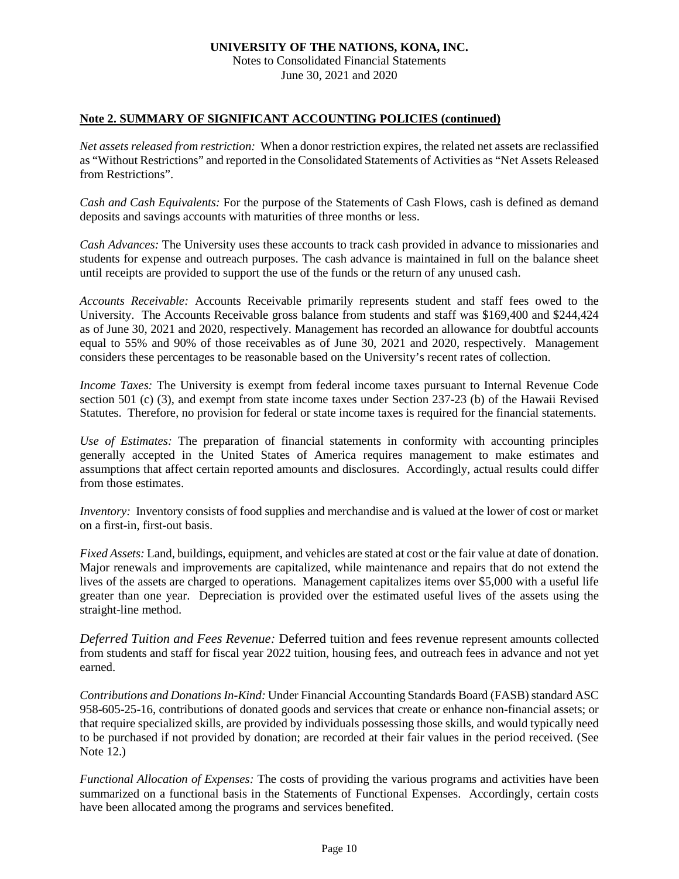### Note 2. SUMMARY OF SIGNIFICANT ACCOUNTING POLICIES (continued)

*Net assets released from restriction:* When a donor restriction expires, the related net assets are reclassified as "Without Restrictions" and reported in the Consolidated Statements of Activities as "Net Assets Released from Restrictions".

*Cash and Cash Equivalents:* For the purpose of the Statements of Cash Flows, cash is defined as demand deposits and savings accounts with maturities of three months or less.

*Cash Advances:* The University uses these accounts to track cash provided in advance to missionaries and students for expense and outreach purposes. The cash advance is maintained in full on the balance sheet until receipts are provided to support the use of the funds or the return of any unused cash.

*Accounts Receivable:* Accounts Receivable primarily represents student and staff fees owed to the University. The Accounts Receivable gross balance from students and staff was $169,400 and $244,424 as of June 30, 2021 and 2020, respectively. Management has recorded an allowance for doubtful accounts equal to 55% and 90% of those receivables as of June 30, 2021 and 2020, respectively. Management considers these percentages to be reasonable based on the University's recent rates of collection.

*Income Taxes:* The University is exempt from federal income taxes pursuant to Internal Revenue Code section 501 (c) (3), and exempt from state income taxes under Section 237-23 (b) of the Hawaii Revised Statutes. Therefore, no provision for federal or state income taxes is required for the financial statements.

*Use of Estimates:* The preparation of financial statements in conformity with accounting principles generally accepted in the United States of America requires management to make estimates and assumptions that affect certain reported amounts and disclosures. Accordingly, actual results could differ from those estimates.

*Inventory:* Inventory consists of food supplies and merchandise and is valued at the lower of cost or market on a first-in, first-out basis.

*Fixed Assets:* Land, buildings, equipment, and vehicles are stated at cost or the fair value at date of donation. Major renewals and improvements are capitalized, while maintenance and repairs that do not extend the lives of the assets are charged to operations. Management capitalizes items over $5,000 with a useful life greater than one year. Depreciation is provided over the estimated useful lives of the assets using the straight-line method.

*Deferred Tuition and Fees Revenue:* Deferred tuition and fees revenue represent amounts collected from students and staff for fiscal year 2022 tuition, housing fees, and outreach fees in advance and not yet earned.

*Contributions and Donations In-Kind:* Under Financial Accounting Standards Board (FASB) standard ASC 958-605-25-16, contributions of donated goods and services that create or enhance non-financial assets; or that require specialized skills, are provided by individuals possessing those skills, and would typically need to be purchased if not provided by donation; are recorded at their fair values in the period received. (See Note 12.)

*Functional Allocation of Expenses:* The costs of providing the various programs and activities have been summarized on a functional basis in the Statements of Functional Expenses. Accordingly, certain costs have been allocated among the programs and services benefited.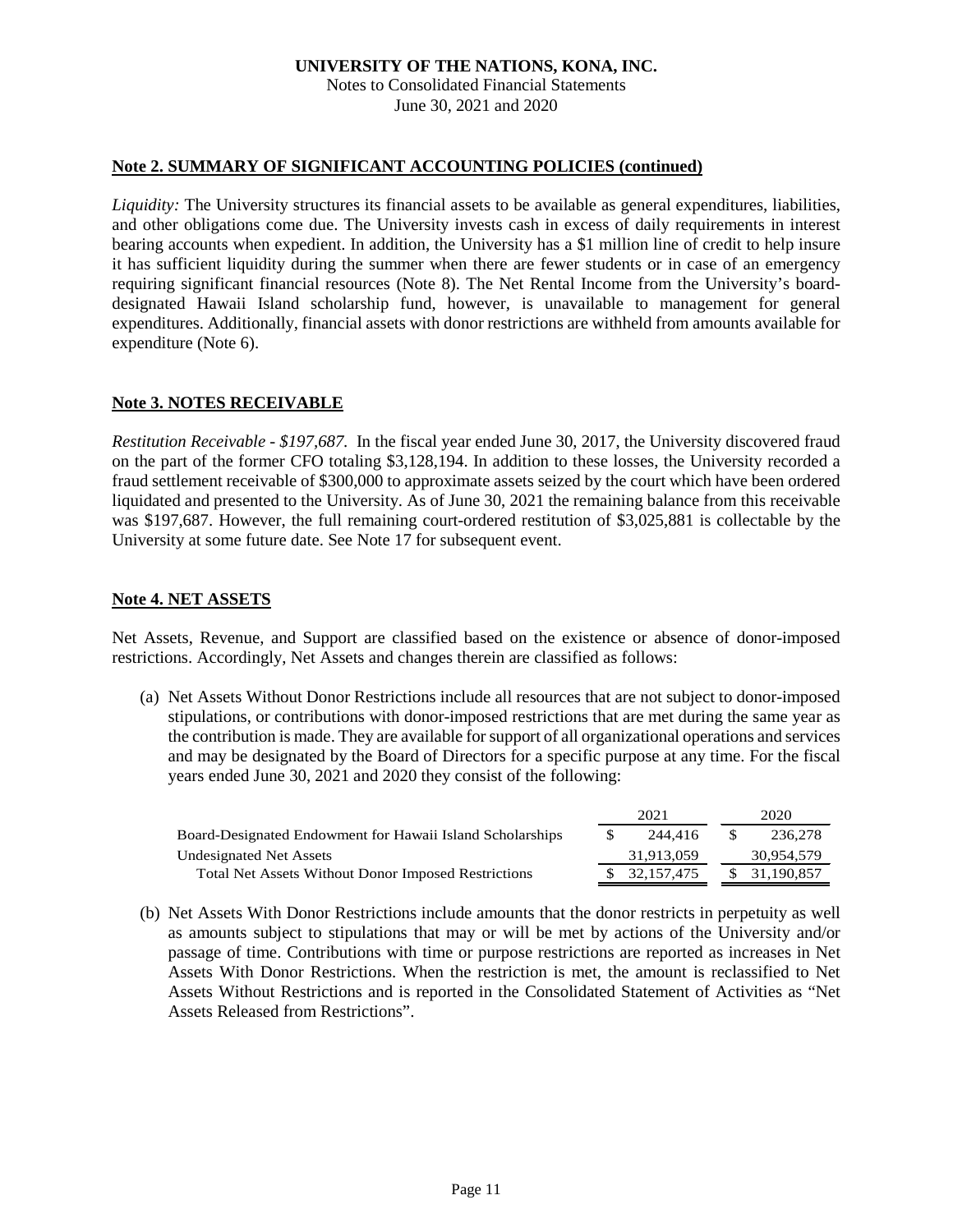## Note 2. SUMMARY OF SIGNIFICANT ACCOUNTING POLICIES (continued)

*Liquidity:* The University structures its financial assets to be available as general expenditures, liabilities, and other obligations come due. The University invests cash in excess of daily requirements in interest bearing accounts when expedient. In addition, the University has a $1 million line of credit to help insure it has sufficient liquidity during the summer when there are fewer students or in case of an emergency requiring significant financial resources (Note 8). The Net Rental Income from the University's board-designated Hawaii Island scholarship fund, however, is unavailable to management for general expenditures. Additionally, financial assets with donor restrictions are withheld from amounts available for expenditure (Note 6).

## Note 3. NOTES RECEIVABLE

*Restitution Receivable - $197,687.* In the fiscal year ended June 30, 2017, the University discovered fraud on the part of the former CFO totaling $3,128,194. In addition to these losses, the University recorded a fraud settlement receivable of $300,000 to approximate assets seized by the court which have been ordered liquidated and presented to the University. As of June 30, 2021 the remaining balance from this receivable was $197,687. However, the full remaining court-ordered restitution of $3,025,881 is collectable by the University at some future date. See Note 17 for subsequent event.

## Note 4. NET ASSETS

Net Assets, Revenue, and Support are classified based on the existence or absence of donor-imposed restrictions. Accordingly, Net Assets and changes therein are classified as follows:

(a) Net Assets Without Donor Restrictions include all resources that are not subject to donor-imposed stipulations, or contributions with donor-imposed restrictions that are met during the same year as the contribution is made. They are available for support of all organizational operations and services and may be designated by the Board of Directors for a specific purpose at any time. For the fiscal years ended June 30, 2021 and 2020 they consist of the following:

| | 2021 | 2020 |
|---|---|---|
| Board-Designated Endowment for Hawaii Island Scholarships | $ 244,416 | $ 236,278 |
| Undesignated Net Assets | 31,913,059 | 30,954,579 |
| Total Net Assets Without Donor Imposed Restrictions | $ 32,157,475 | $ 31,190,857 |

(b) Net Assets With Donor Restrictions include amounts that the donor restricts in perpetuity as well as amounts subject to stipulations that may or will be met by actions of the University and/or passage of time. Contributions with time or purpose restrictions are reported as increases in Net Assets With Donor Restrictions. When the restriction is met, the amount is reclassified to Net Assets Without Restrictions and is reported in the Consolidated Statement of Activities as "Net Assets Released from Restrictions".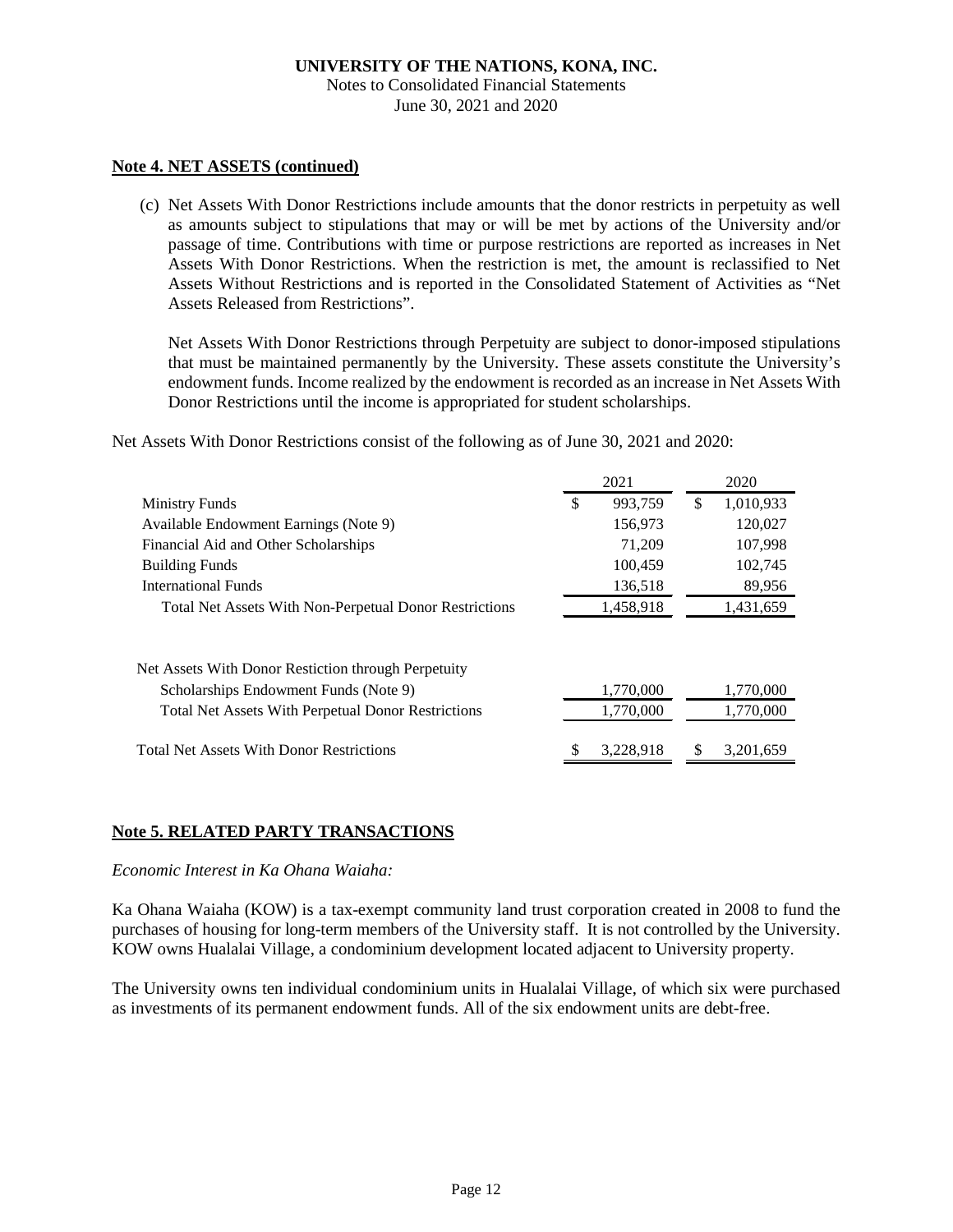## Note 4. NET ASSETS (continued)

(c) Net Assets With Donor Restrictions include amounts that the donor restricts in perpetuity as well as amounts subject to stipulations that may or will be met by actions of the University and/or passage of time. Contributions with time or purpose restrictions are reported as increases in Net Assets With Donor Restrictions. When the restriction is met, the amount is reclassified to Net Assets Without Restrictions and is reported in the Consolidated Statement of Activities as "Net Assets Released from Restrictions".

Net Assets With Donor Restrictions through Perpetuity are subject to donor-imposed stipulations that must be maintained permanently by the University. These assets constitute the University's endowment funds. Income realized by the endowment is recorded as an increase in Net Assets With Donor Restrictions until the income is appropriated for student scholarships.

Net Assets With Donor Restrictions consist of the following as of June 30, 2021 and 2020:

| | 2021 | 2020 |
|---|---|---|
| Ministry Funds | $ 993,759 | $ 1,010,933 |
| Available Endowment Earnings (Note 9) | 156,973 | 120,027 |
| Financial Aid and Other Scholarships | 71,209 | 107,998 |
| Building Funds | 100,459 | 102,745 |
| International Funds | 136,518 | 89,956 |
| Total Net Assets With Non-Perpetual Donor Restrictions | 1,458,918 | 1,431,659 |
| | | |
| Net Assets With Donor Restiction through Perpetuity | | |
| Scholarships Endowment Funds (Note 9) | 1,770,000 | 1,770,000 |
| Total Net Assets With Perpetual Donor Restrictions | 1,770,000 | 1,770,000 |
| | | |
| Total Net Assets With Donor Restrictions | $ 3,228,918 | $ 3,201,659 |

## Note 5. RELATED PARTY TRANSACTIONS

*Economic Interest in Ka Ohana Waiaha:*

Ka Ohana Waiaha (KOW) is a tax-exempt community land trust corporation created in 2008 to fund the purchases of housing for long-term members of the University staff. It is not controlled by the University. KOW owns Hualalai Village, a condominium development located adjacent to University property.

The University owns ten individual condominium units in Hualalai Village, of which six were purchased as investments of its permanent endowment funds. All of the six endowment units are debt-free.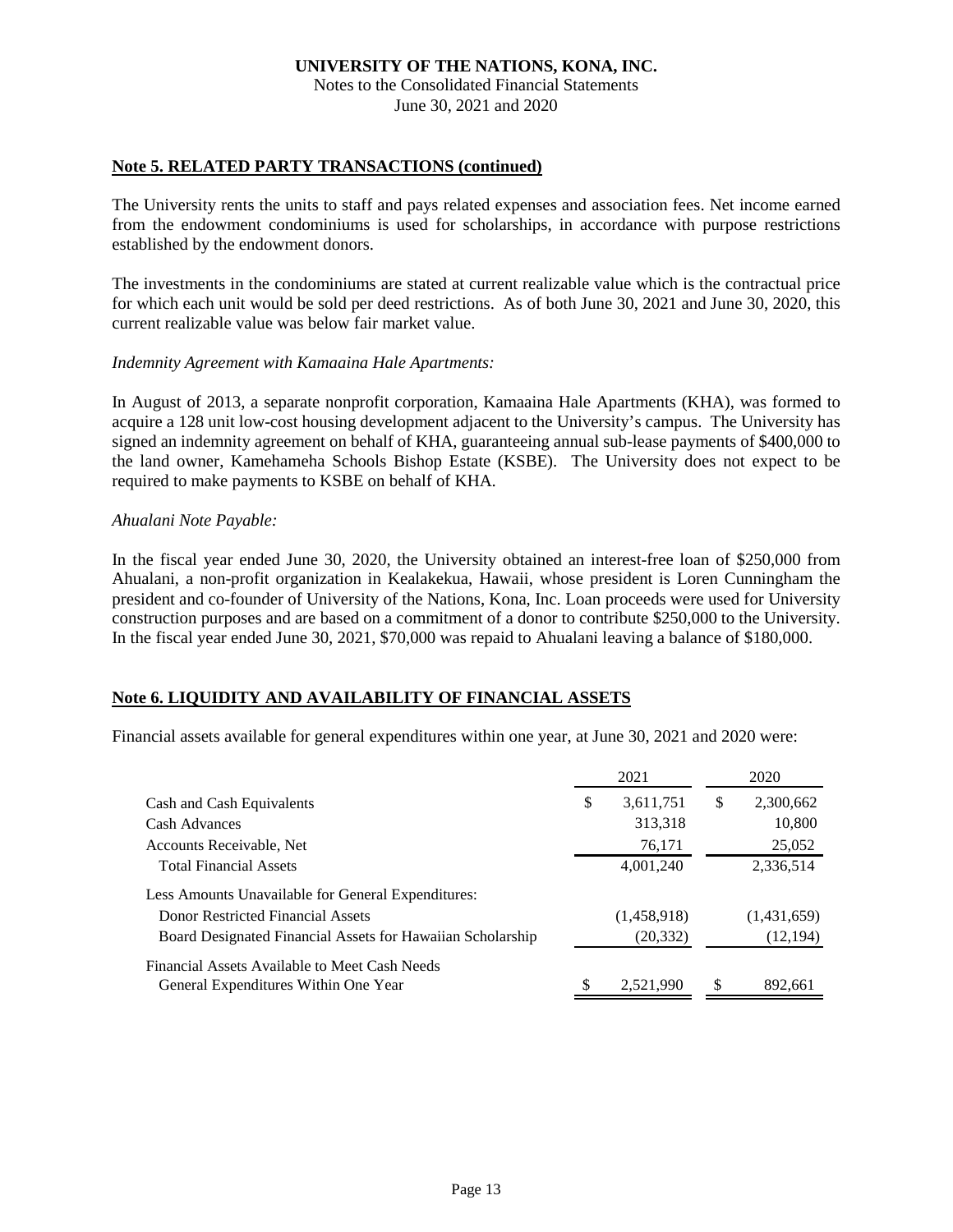## Note 5. RELATED PARTY TRANSACTIONS (continued)

The University rents the units to staff and pays related expenses and association fees. Net income earned from the endowment condominiums is used for scholarships, in accordance with purpose restrictions established by the endowment donors.

The investments in the condominiums are stated at current realizable value which is the contractual price for which each unit would be sold per deed restrictions. As of both June 30, 2021 and June 30, 2020, this current realizable value was below fair market value.

*Indemnity Agreement with Kamaaina Hale Apartments:*

In August of 2013, a separate nonprofit corporation, Kamaaina Hale Apartments (KHA), was formed to acquire a 128 unit low-cost housing development adjacent to the University's campus. The University has signed an indemnity agreement on behalf of KHA, guaranteeing annual sub-lease payments of $400,000 to the land owner, Kamehameha Schools Bishop Estate (KSBE). The University does not expect to be required to make payments to KSBE on behalf of KHA.

*Ahualani Note Payable:*

In the fiscal year ended June 30, 2020, the University obtained an interest-free loan of $250,000 from Ahualani, a non-profit organization in Kealakekua, Hawaii, whose president is Loren Cunningham the president and co-founder of University of the Nations, Kona, Inc. Loan proceeds were used for University construction purposes and are based on a commitment of a donor to contribute $250,000 to the University. In the fiscal year ended June 30, 2021, $70,000 was repaid to Ahualani leaving a balance of $180,000.

## Note 6. LIQUIDITY AND AVAILABILITY OF FINANCIAL ASSETS

Financial assets available for general expenditures within one year, at June 30, 2021 and 2020 were:

| | 2021 | 2020 |
|---|---|---|
| Cash and Cash Equivalents | $ 3,611,751 | $ 2,300,662 |
| Cash Advances | 313,318 | 10,800 |
| Accounts Receivable, Net | 76,171 | 25,052 |
| Total Financial Assets | 4,001,240 | 2,336,514 |
| Less Amounts Unavailable for General Expenditures: | | |
| Donor Restricted Financial Assets | (1,458,918) | (1,431,659) |
| Board Designated Financial Assets for Hawaiian Scholarship | (20,332) | (12,194) |
| Financial Assets Available to Meet Cash Needs General Expenditures Within One Year | $ 2,521,990 | $ 892,661 |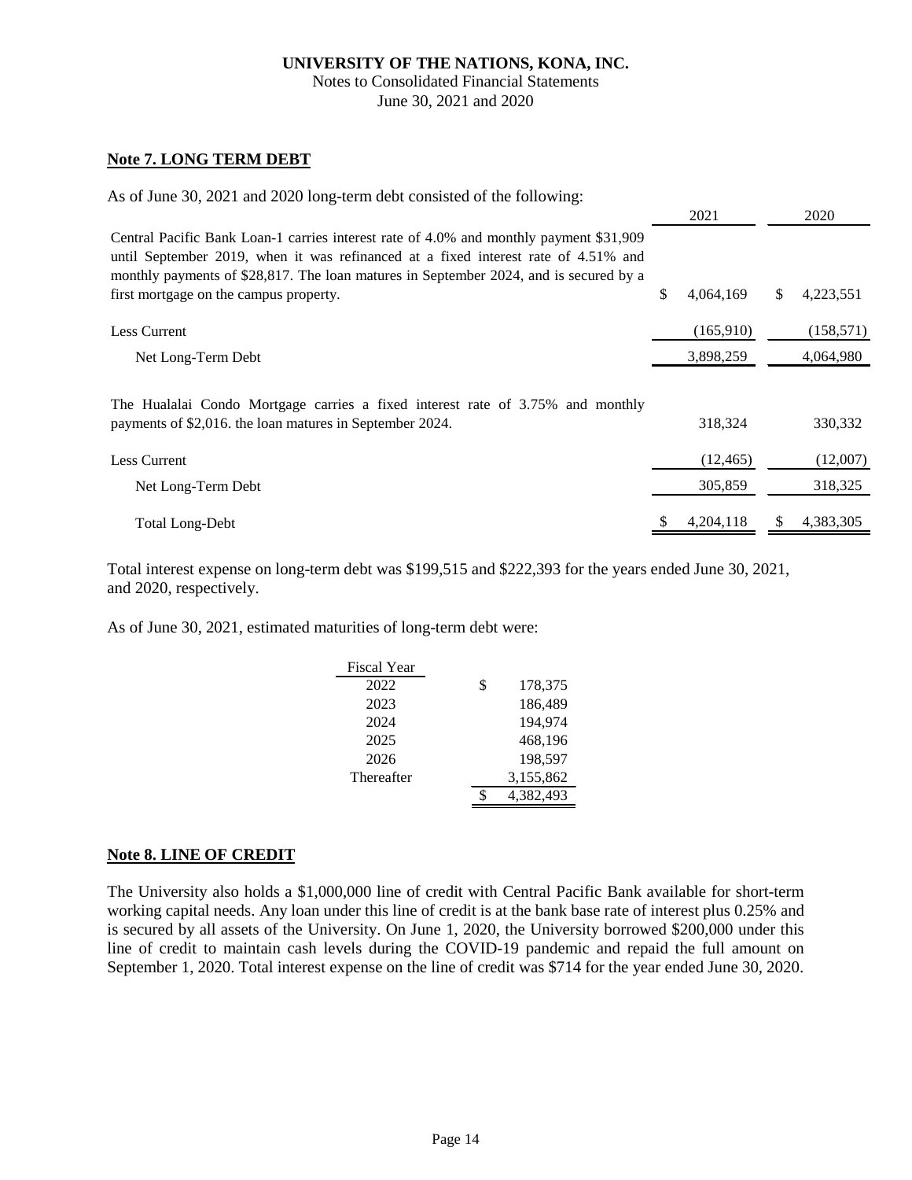## Note 7. LONG TERM DEBT

As of June 30, 2021 and 2020 long-term debt consisted of the following:

| | 2021 | 2020 |
|---|---|---|
| Central Pacific Bank Loan-1 carries interest rate of 4.0% and monthly payment $31,909 until September 2019, when it was refinanced at a fixed interest rate of 4.51% and monthly payments of $28,817. The loan matures in September 2024, and is secured by a first mortgage on the campus property. | $ 4,064,169 | $ 4,223,551 |
| Less Current | (165,910) | (158,571) |
| Net Long-Term Debt | 3,898,259 | 4,064,980 |
| The Hualalai Condo Mortgage carries a fixed interest rate of 3.75% and monthly payments of $2,016. the loan matures in September 2024. | 318,324 | 330,332 |
| Less Current | (12,465) | (12,007) |
| Net Long-Term Debt | 305,859 | 318,325 |
| Total Long-Debt | $ 4,204,118 | $ 4,383,305 |

Total interest expense on long-term debt was $199,515 and $222,393 for the years ended June 30, 2021, and 2020, respectively.

As of June 30, 2021, estimated maturities of long-term debt were:

| Fiscal Year | |
|---|---|
| 2022 | $ 178,375 |
| 2023 | 186,489 |
| 2024 | 194,974 |
| 2025 | 468,196 |
| 2026 | 198,597 |
| Thereafter | 3,155,862 |
| | $ 4,382,493 |

## Note 8. LINE OF CREDIT

The University also holds a $1,000,000 line of credit with Central Pacific Bank available for short-term working capital needs. Any loan under this line of credit is at the bank base rate of interest plus 0.25% and is secured by all assets of the University. On June 1, 2020, the University borrowed $200,000 under this line of credit to maintain cash levels during the COVID-19 pandemic and repaid the full amount on September 1, 2020. Total interest expense on the line of credit was $714 for the year ended June 30, 2020.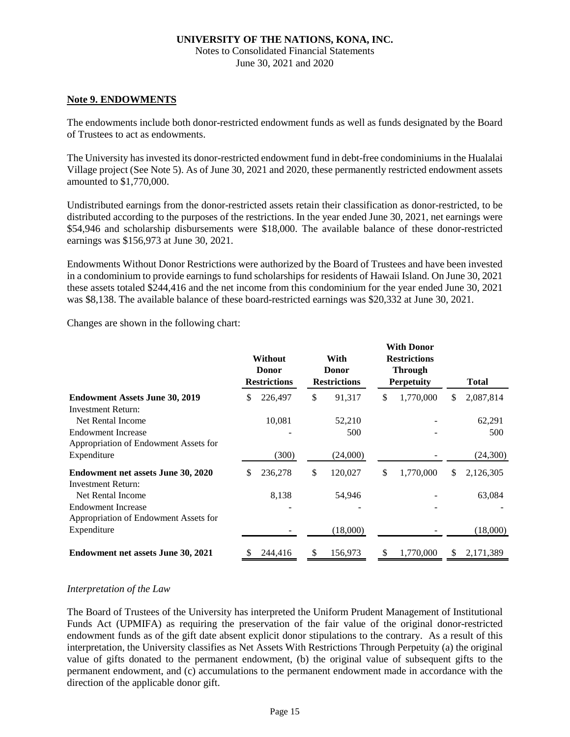**UNIVERSITY OF THE NATIONS, KONA, INC.**
Notes to Consolidated Financial Statements
June 30, 2021 and 2020

**Note 9. ENDOWMENTS**

The endowments include both donor-restricted endowment funds as well as funds designated by the Board of Trustees to act as endowments.

The University has invested its donor-restricted endowment fund in debt-free condominiums in the Hualalai Village project (See Note 5). As of June 30, 2021 and 2020, these permanently restricted endowment assets amounted to $1,770,000.

Undistributed earnings from the donor-restricted assets retain their classification as donor-restricted, to be distributed according to the purposes of the restrictions. In the year ended June 30, 2021, net earnings were $54,946 and scholarship disbursements were $18,000. The available balance of these donor-restricted earnings was $156,973 at June 30, 2021.

Endowments Without Donor Restrictions were authorized by the Board of Trustees and have been invested in a condominium to provide earnings to fund scholarships for residents of Hawaii Island. On June 30, 2021 these assets totaled $244,416 and the net income from this condominium for the year ended June 30, 2021 was $8,138. The available balance of these board-restricted earnings was $20,332 at June 30, 2021.

Changes are shown in the following chart:

| | Without Donor Restrictions | With Donor Restrictions | With Donor Restrictions Through Perpetuity | Total |
|---|---|---|---|---|
| **Endowment Assets June 30, 2019** | $ 226,497 | $ 91,317 | $ 1,770,000 | $ 2,087,814 |
| Investment Return: | | | | |
| Net Rental Income | 10,081 | 52,210 | - | 62,291 |
| Endowment Increase | - | 500 | - | 500 |
| Appropriation of Endowment Assets for Expenditure | (300) | (24,000) | - | (24,300) |
| **Endowment net assets June 30, 2020** | $ 236,278 | $ 120,027 | $ 1,770,000 | $ 2,126,305 |
| Investment Return: | | | | |
| Net Rental Income | 8,138 | 54,946 | - | 63,084 |
| Endowment Increase | - | - | - | - |
| Appropriation of Endowment Assets for Expenditure | - | (18,000) | - | (18,000) |
| **Endowment net assets June 30, 2021** | $ 244,416 | $ 156,973 | $ 1,770,000 | $ 2,171,389 |

*Interpretation of the Law*

The Board of Trustees of the University has interpreted the Uniform Prudent Management of Institutional Funds Act (UPMIFA) as requiring the preservation of the fair value of the original donor-restricted endowment funds as of the gift date absent explicit donor stipulations to the contrary. As a result of this interpretation, the University classifies as Net Assets With Restrictions Through Perpetuity (a) the original value of gifts donated to the permanent endowment, (b) the original value of subsequent gifts to the permanent endowment, and (c) accumulations to the permanent endowment made in accordance with the direction of the applicable donor gift.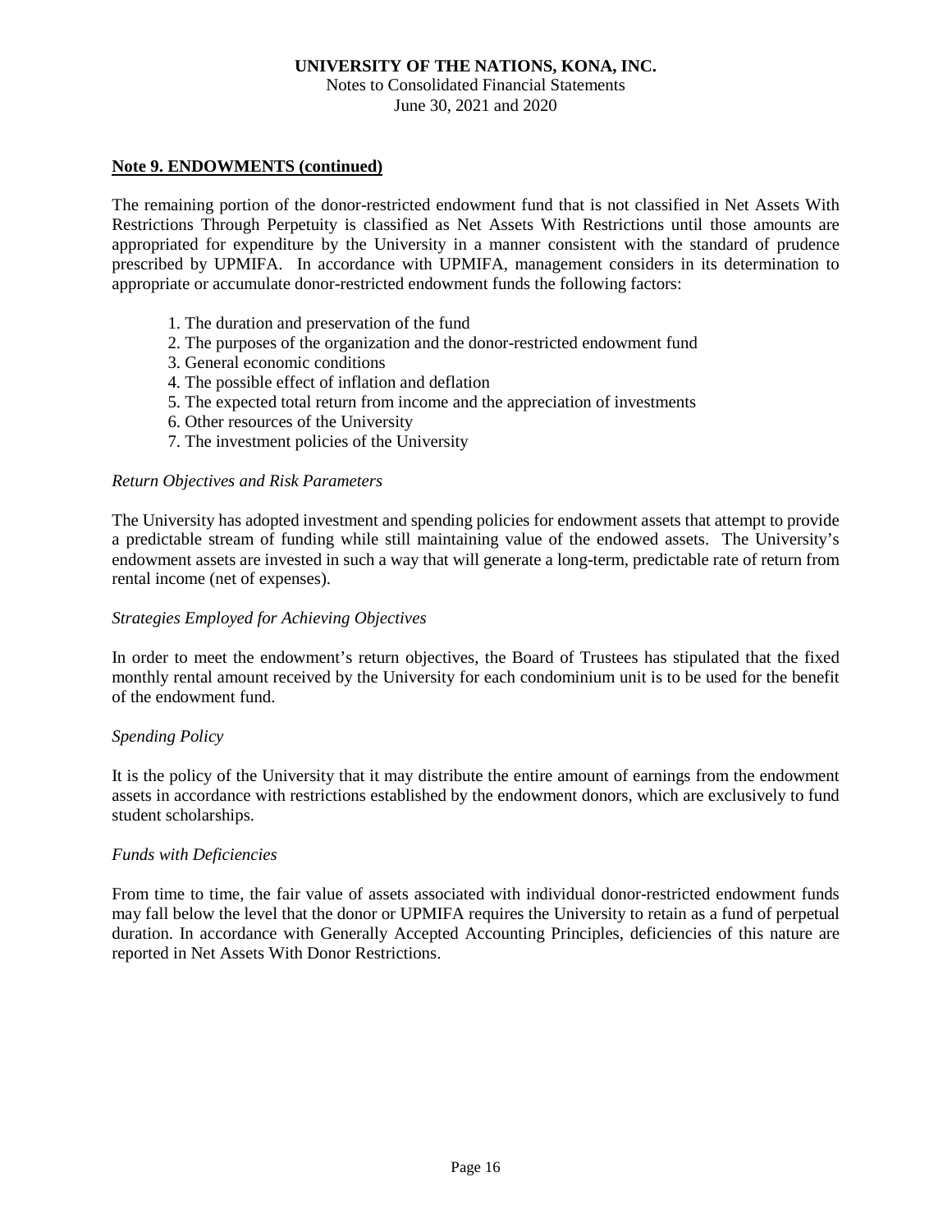**Note 9. ENDOWMENTS (continued)**

The remaining portion of the donor-restricted endowment fund that is not classified in Net Assets With Restrictions Through Perpetuity is classified as Net Assets With Restrictions until those amounts are appropriated for expenditure by the University in a manner consistent with the standard of prudence prescribed by UPMIFA. In accordance with UPMIFA, management considers in its determination to appropriate or accumulate donor-restricted endowment funds the following factors:

1. The duration and preservation of the fund
2. The purposes of the organization and the donor-restricted endowment fund
3. General economic conditions
4. The possible effect of inflation and deflation
5. The expected total return from income and the appreciation of investments
6. Other resources of the University
7. The investment policies of the University

*Return Objectives and Risk Parameters*

The University has adopted investment and spending policies for endowment assets that attempt to provide a predictable stream of funding while still maintaining value of the endowed assets. The University's endowment assets are invested in such a way that will generate a long-term, predictable rate of return from rental income (net of expenses).

*Strategies Employed for Achieving Objectives*

In order to meet the endowment's return objectives, the Board of Trustees has stipulated that the fixed monthly rental amount received by the University for each condominium unit is to be used for the benefit of the endowment fund.

*Spending Policy*

It is the policy of the University that it may distribute the entire amount of earnings from the endowment assets in accordance with restrictions established by the endowment donors, which are exclusively to fund student scholarships.

*Funds with Deficiencies*

From time to time, the fair value of assets associated with individual donor-restricted endowment funds may fall below the level that the donor or UPMIFA requires the University to retain as a fund of perpetual duration. In accordance with Generally Accepted Accounting Principles, deficiencies of this nature are reported in Net Assets With Donor Restrictions.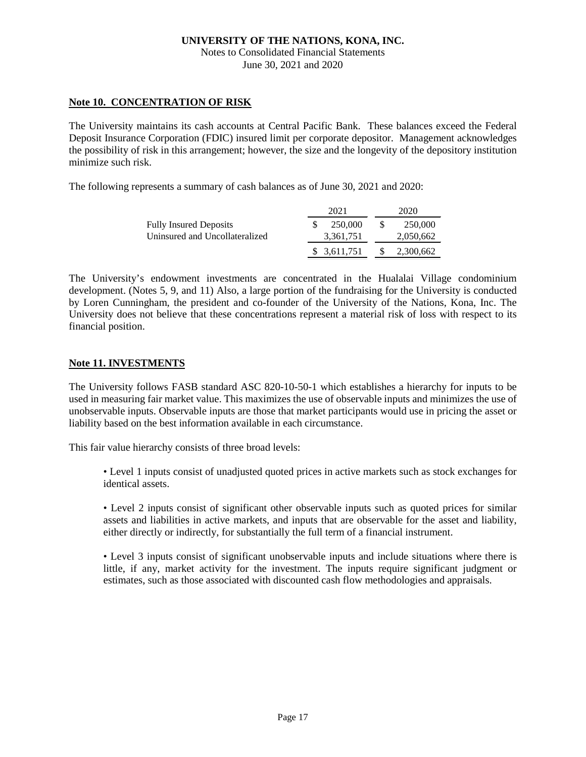**UNIVERSITY OF THE NATIONS, KONA, INC.**
Notes to Consolidated Financial Statements
June 30, 2021 and 2020

## Note 10. CONCENTRATION OF RISK

The University maintains its cash accounts at Central Pacific Bank. These balances exceed the Federal Deposit Insurance Corporation (FDIC) insured limit per corporate depositor. Management acknowledges the possibility of risk in this arrangement; however, the size and the longevity of the depository institution minimize such risk.

The following represents a summary of cash balances as of June 30, 2021 and 2020:

| | 2021 | 2020 |
|---|---|---|
| Fully Insured Deposits | $ 250,000 | $ 250,000 |
| Uninsured and Uncollateralized | 3,361,751 | 2,050,662 |
| | $ 3,611,751 | $ 2,300,662 |

The University's endowment investments are concentrated in the Hualalai Village condominium development. (Notes 5, 9, and 11) Also, a large portion of the fundraising for the University is conducted by Loren Cunningham, the president and co-founder of the University of the Nations, Kona, Inc. The University does not believe that these concentrations represent a material risk of loss with respect to its financial position.

## Note 11. INVESTMENTS

The University follows FASB standard ASC 820-10-50-1 which establishes a hierarchy for inputs to be used in measuring fair market value. This maximizes the use of observable inputs and minimizes the use of unobservable inputs. Observable inputs are those that market participants would use in pricing the asset or liability based on the best information available in each circumstance.

This fair value hierarchy consists of three broad levels:

- Level 1 inputs consist of unadjusted quoted prices in active markets such as stock exchanges for identical assets.

- Level 2 inputs consist of significant other observable inputs such as quoted prices for similar assets and liabilities in active markets, and inputs that are observable for the asset and liability, either directly or indirectly, for substantially the full term of a financial instrument.

- Level 3 inputs consist of significant unobservable inputs and include situations where there is little, if any, market activity for the investment. The inputs require significant judgment or estimates, such as those associated with discounted cash flow methodologies and appraisals.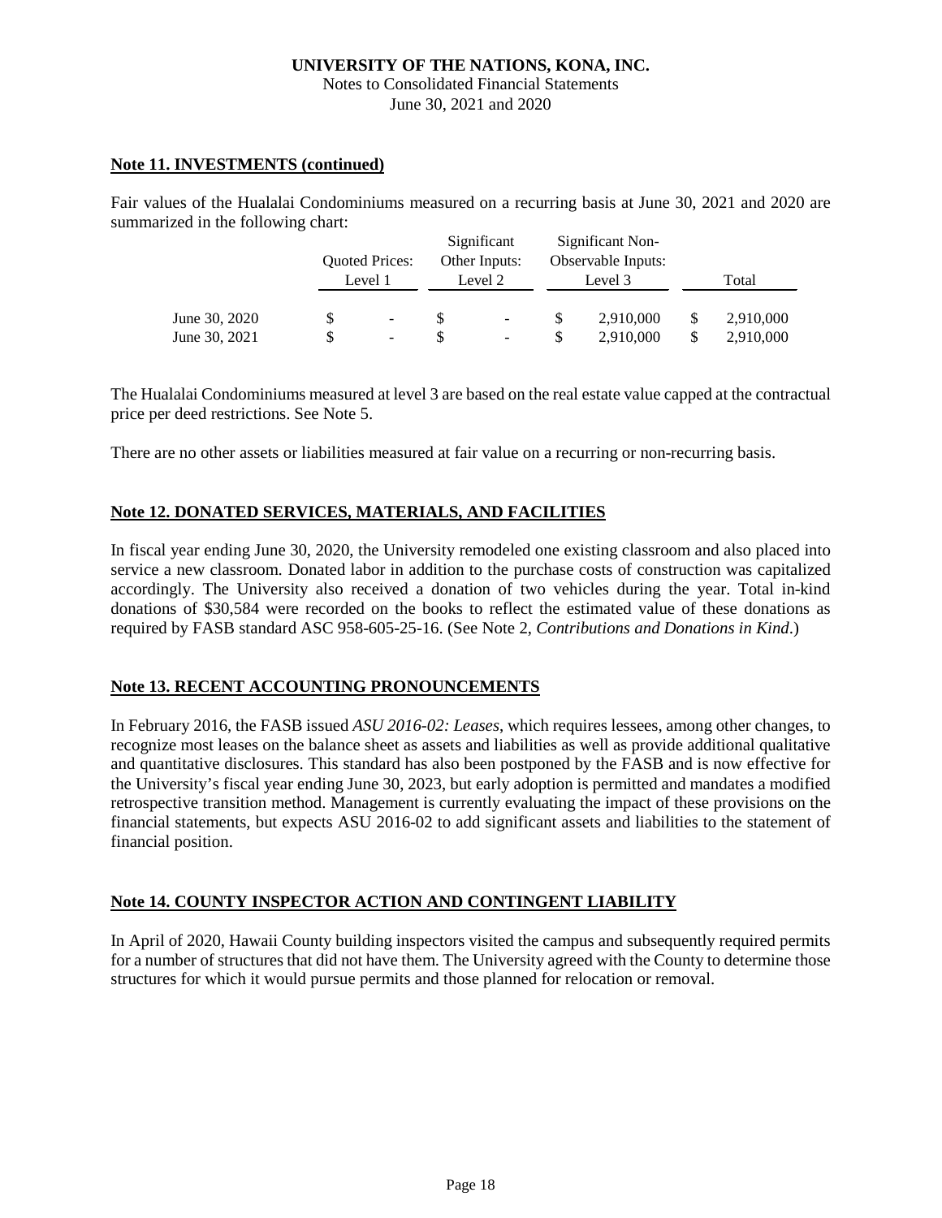UNIVERSITY OF THE NATIONS, KONA, INC.
Notes to Consolidated Financial Statements
June 30, 2021 and 2020

**Note 11. INVESTMENTS (continued)**

Fair values of the Hualalai Condominiums measured on a recurring basis at June 30, 2021 and 2020 are summarized in the following chart:

| | Quoted Prices: Level 1 | Significant Other Inputs: Level 2 | Significant Non-Observable Inputs: Level 3 | Total |
|---|---|---|---|---|
| June 30, 2020 | $ - | $ - | $ 2,910,000 | $ 2,910,000 |
| June 30, 2021 | $ - | $ - | $ 2,910,000 | $ 2,910,000 |

The Hualalai Condominiums measured at level 3 are based on the real estate value capped at the contractual price per deed restrictions. See Note 5.

There are no other assets or liabilities measured at fair value on a recurring or non-recurring basis.

**Note 12. DONATED SERVICES, MATERIALS, AND FACILITIES**

In fiscal year ending June 30, 2020, the University remodeled one existing classroom and also placed into service a new classroom. Donated labor in addition to the purchase costs of construction was capitalized accordingly. The University also received a donation of two vehicles during the year. Total in-kind donations of $30,584 were recorded on the books to reflect the estimated value of these donations as required by FASB standard ASC 958-605-25-16. (See Note 2, *Contributions and Donations in Kind*.)

**Note 13. RECENT ACCOUNTING PRONOUNCEMENTS**

In February 2016, the FASB issued *ASU 2016-02: Leases*, which requires lessees, among other changes, to recognize most leases on the balance sheet as assets and liabilities as well as provide additional qualitative and quantitative disclosures. This standard has also been postponed by the FASB and is now effective for the University's fiscal year ending June 30, 2023, but early adoption is permitted and mandates a modified retrospective transition method. Management is currently evaluating the impact of these provisions on the financial statements, but expects ASU 2016-02 to add significant assets and liabilities to the statement of financial position.

**Note 14. COUNTY INSPECTOR ACTION AND CONTINGENT LIABILITY**

In April of 2020, Hawaii County building inspectors visited the campus and subsequently required permits for a number of structures that did not have them. The University agreed with the County to determine those structures for which it would pursue permits and those planned for relocation or removal.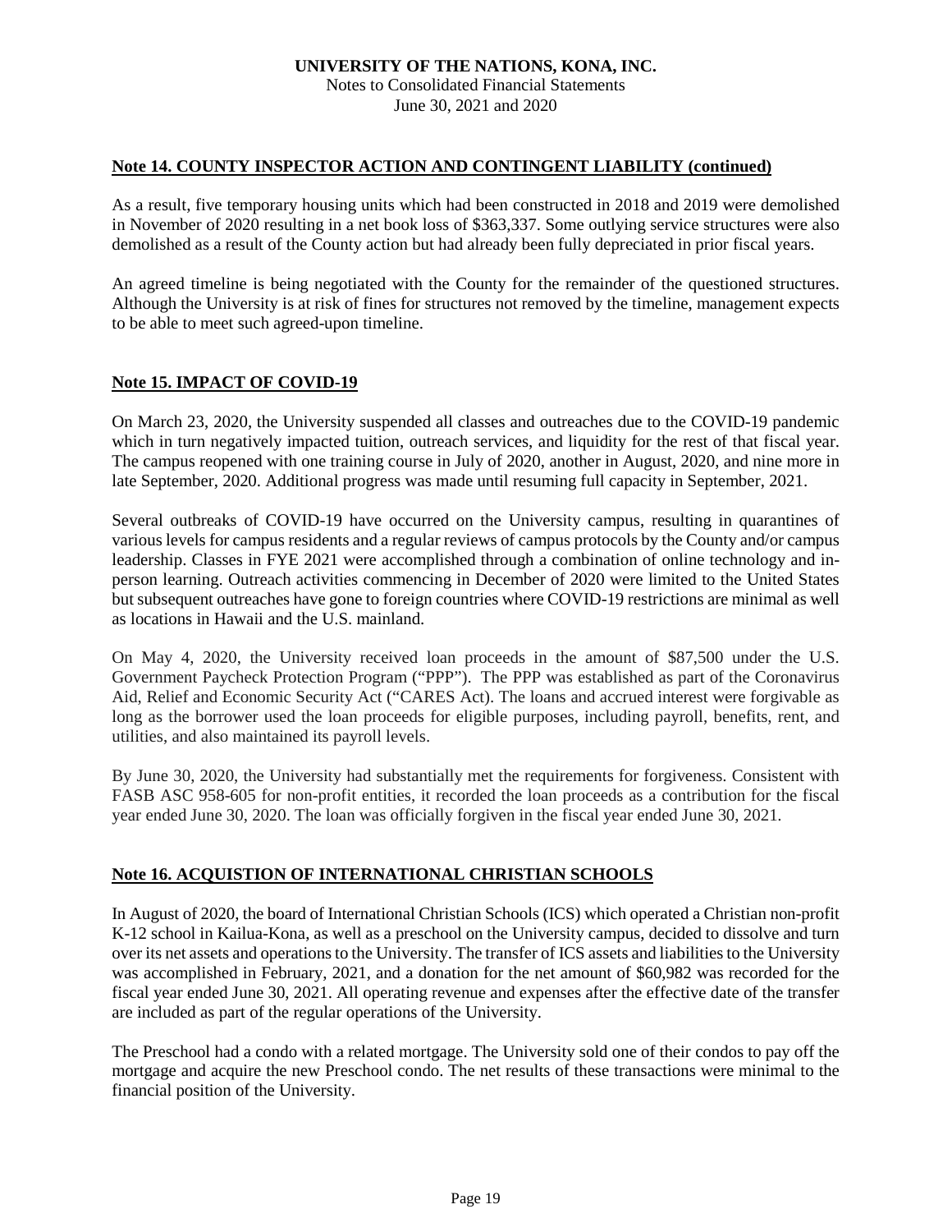## Note 14. COUNTY INSPECTOR ACTION AND CONTINGENT LIABILITY (continued)

As a result, five temporary housing units which had been constructed in 2018 and 2019 were demolished in November of 2020 resulting in a net book loss of $363,337. Some outlying service structures were also demolished as a result of the County action but had already been fully depreciated in prior fiscal years.

An agreed timeline is being negotiated with the County for the remainder of the questioned structures. Although the University is at risk of fines for structures not removed by the timeline, management expects to be able to meet such agreed-upon timeline.

## Note 15. IMPACT OF COVID-19

On March 23, 2020, the University suspended all classes and outreaches due to the COVID-19 pandemic which in turn negatively impacted tuition, outreach services, and liquidity for the rest of that fiscal year. The campus reopened with one training course in July of 2020, another in August, 2020, and nine more in late September, 2020. Additional progress was made until resuming full capacity in September, 2021.

Several outbreaks of COVID-19 have occurred on the University campus, resulting in quarantines of various levels for campus residents and a regular reviews of campus protocols by the County and/or campus leadership. Classes in FYE 2021 were accomplished through a combination of online technology and in-person learning. Outreach activities commencing in December of 2020 were limited to the United States but subsequent outreaches have gone to foreign countries where COVID-19 restrictions are minimal as well as locations in Hawaii and the U.S. mainland.

On May 4, 2020, the University received loan proceeds in the amount of $87,500 under the U.S. Government Paycheck Protection Program ("PPP"). The PPP was established as part of the Coronavirus Aid, Relief and Economic Security Act ("CARES Act). The loans and accrued interest were forgivable as long as the borrower used the loan proceeds for eligible purposes, including payroll, benefits, rent, and utilities, and also maintained its payroll levels.

By June 30, 2020, the University had substantially met the requirements for forgiveness. Consistent with FASB ASC 958-605 for non-profit entities, it recorded the loan proceeds as a contribution for the fiscal year ended June 30, 2020. The loan was officially forgiven in the fiscal year ended June 30, 2021.

## Note 16. ACQUISTION OF INTERNATIONAL CHRISTIAN SCHOOLS

In August of 2020, the board of International Christian Schools (ICS) which operated a Christian non-profit K-12 school in Kailua-Kona, as well as a preschool on the University campus, decided to dissolve and turn over its net assets and operations to the University. The transfer of ICS assets and liabilities to the University was accomplished in February, 2021, and a donation for the net amount of $60,982 was recorded for the fiscal year ended June 30, 2021. All operating revenue and expenses after the effective date of the transfer are included as part of the regular operations of the University.

The Preschool had a condo with a related mortgage. The University sold one of their condos to pay off the mortgage and acquire the new Preschool condo. The net results of these transactions were minimal to the financial position of the University.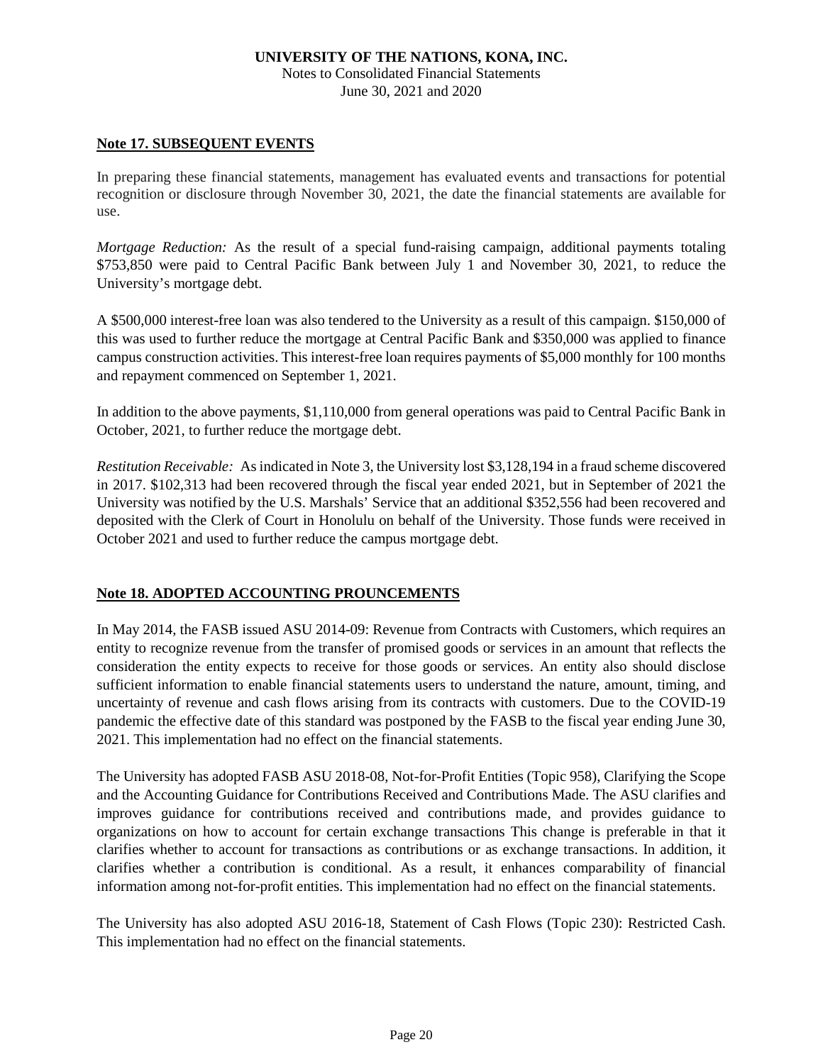## Note 17. SUBSEQUENT EVENTS

In preparing these financial statements, management has evaluated events and transactions for potential recognition or disclosure through November 30, 2021, the date the financial statements are available for use.

*Mortgage Reduction:* As the result of a special fund-raising campaign, additional payments totaling $753,850 were paid to Central Pacific Bank between July 1 and November 30, 2021, to reduce the University's mortgage debt.

A $500,000 interest-free loan was also tendered to the University as a result of this campaign. $150,000 of this was used to further reduce the mortgage at Central Pacific Bank and $350,000 was applied to finance campus construction activities. This interest-free loan requires payments of $5,000 monthly for 100 months and repayment commenced on September 1, 2021.

In addition to the above payments, $1,110,000 from general operations was paid to Central Pacific Bank in October, 2021, to further reduce the mortgage debt.

*Restitution Receivable:* As indicated in Note 3, the University lost $3,128,194 in a fraud scheme discovered in 2017. $102,313 had been recovered through the fiscal year ended 2021, but in September of 2021 the University was notified by the U.S. Marshals' Service that an additional $352,556 had been recovered and deposited with the Clerk of Court in Honolulu on behalf of the University. Those funds were received in October 2021 and used to further reduce the campus mortgage debt.

## Note 18. ADOPTED ACCOUNTING PROUNCEMENTS

In May 2014, the FASB issued ASU 2014-09: Revenue from Contracts with Customers, which requires an entity to recognize revenue from the transfer of promised goods or services in an amount that reflects the consideration the entity expects to receive for those goods or services. An entity also should disclose sufficient information to enable financial statements users to understand the nature, amount, timing, and uncertainty of revenue and cash flows arising from its contracts with customers. Due to the COVID-19 pandemic the effective date of this standard was postponed by the FASB to the fiscal year ending June 30, 2021. This implementation had no effect on the financial statements.

The University has adopted FASB ASU 2018-08, Not-for-Profit Entities (Topic 958), Clarifying the Scope and the Accounting Guidance for Contributions Received and Contributions Made. The ASU clarifies and improves guidance for contributions received and contributions made, and provides guidance to organizations on how to account for certain exchange transactions This change is preferable in that it clarifies whether to account for transactions as contributions or as exchange transactions. In addition, it clarifies whether a contribution is conditional. As a result, it enhances comparability of financial information among not-for-profit entities. This implementation had no effect on the financial statements.

The University has also adopted ASU 2016-18, Statement of Cash Flows (Topic 230): Restricted Cash. This implementation had no effect on the financial statements.